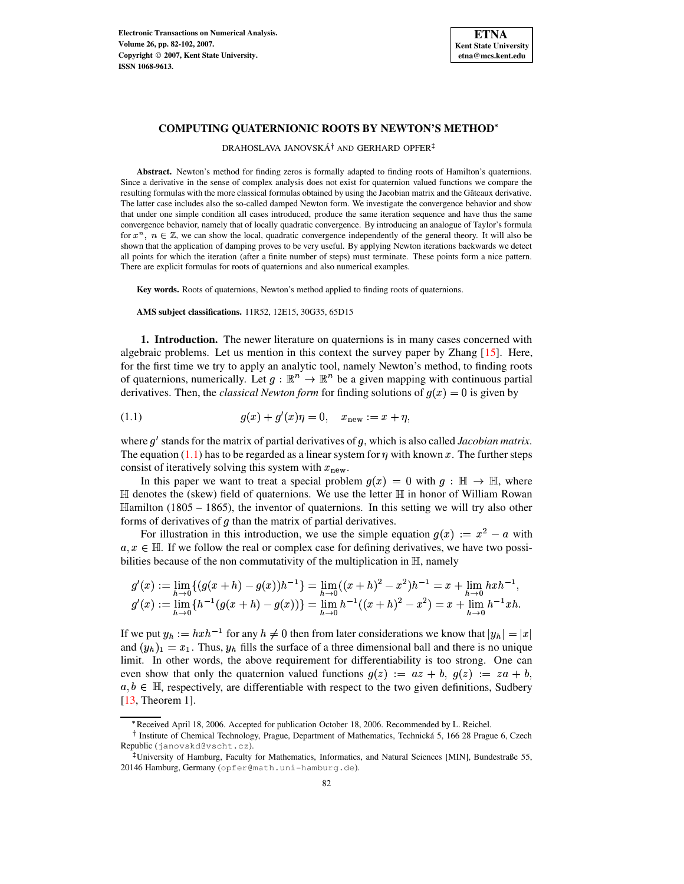# COMPUTING QUATERNIONIC ROOTS BY NEWTON'S METHOD*

DRAHOSLAVA JANOVSKÁ† AND GERHARD OPFER‡

**Abstract.** Newton's method for finding zeros is formally adapted to finding roots of Hamilton's quaternions. Since a derivative in the sense of complex analysis does not exist for quaternion valued functions we compare the resulting formulas with the more classical formulas obtained by using the Jacobian matrix and the Gâteaux derivative. The latter case includes also the so-called damped Newton form. We investigate the convergence behavior and show that under one simple condition all cases introduced, produce the same iteration sequence and have thus the same convergence behavior, namely that of locally quadratic convergence. By introducing an analogue of Taylor's formula for $x^n$, $n \in \mathbb{Z}$, we can show the local, quadratic convergence independently of the general theory. It will also be shown that the application of damping proves to be very useful. By applying Newton iterations backwards we detect all points for which the iteration (after a finite number of steps) must terminate. These points form a nice pattern. There are explicit formulas for roots of quaternions and also numerical examples.

**Key words.** Roots of quaternions, Newton's method applied to finding roots of quaternions.

**AMS subject classifications.** 11R52, 12E15, 30G35, 65D15

**1. Introduction.** The newer literature on quaternions is in many cases concerned with algebraic problems. Let us mention in this context the survey paper by Zhang [15]. Here, for the first time we try to apply an analytic tool, namely Newton's method, to finding roots of quaternions, numerically. Let $g : \mathbb{R}^n \to \mathbb{R}^n$ be a given mapping with continuous partial derivatives. Then, the *classical Newton form* for finding solutions of $g(x) = 0$ is given by

$$g(x) + g'(x)\eta = 0, \quad x_{\text{new}} := x + \eta, \tag{1.1}$$

where $g'$ stands for the matrix of partial derivatives of $g$, which is also called *Jacobian matrix*. The equation (1.1) has to be regarded as a linear system for $\eta$ with known $x$. The further steps consist of iteratively solving this system with $x_{\text{new}}$.

In this paper we want to treat a special problem $g(x) = 0$ with $g : \mathbb{H} \to \mathbb{H}$, where $\mathbb{H}$ denotes the (skew) field of quaternions. We use the letter $\mathbb{H}$ in honor of William Rowan $\mathbb{H}$amilton (1805 – 1865), the inventor of quaternions. In this setting we will try also other forms of derivatives of $g$ than the matrix of partial derivatives.

For illustration in this introduction, we use the simple equation $g(x) := x^2 - a$ with $a, x \in \mathbb{H}$. If we follow the real or complex case for defining derivatives, we have two possibilities because of the non commutativity of the multiplication in $\mathbb{H}$, namely

$$g'(x) := \lim_{h \to 0}\{(g(x+h) - g(x))h^{-1}\} = \lim_{h \to 0}((x+h)^2 - x^2)h^{-1} = x + \lim_{h \to 0} hxh^{-1},$$
$$g'(x) := \lim_{h \to 0}\{h^{-1}(g(x+h) - g(x))\} = \lim_{h \to 0} h^{-1}((x+h)^2 - x^2) = x + \lim_{h \to 0} h^{-1}xh.$$

If we put $y_h := hxh^{-1}$ for any $h \neq 0$ then from later considerations we know that $|y_h| = |x|$ and $(y_h)_1 = x_1$. Thus, $y_h$ fills the surface of a three dimensional ball and there is no unique limit. In other words, the above requirement for differentiability is too strong. One can even show that only the quaternion valued functions $g(z) := az + b$, $g(z) := za + b$, $a, b \in \mathbb{H}$, respectively, are differentiable with respect to the two given definitions, Sudbery [13, Theorem 1].

---

*Received April 18, 2006. Accepted for publication October 18, 2006. Recommended by L. Reichel.

† Institute of Chemical Technology, Prague, Department of Mathematics, Technická 5, 166 28 Prague 6, Czech Republic (janovskd@vscht.cz).

‡University of Hamburg, Faculty for Mathematics, Informatics, and Natural Sciences [MIN], Bundestraße 55, 20146 Hamburg, Germany (opfer@math.uni-hamburg.de).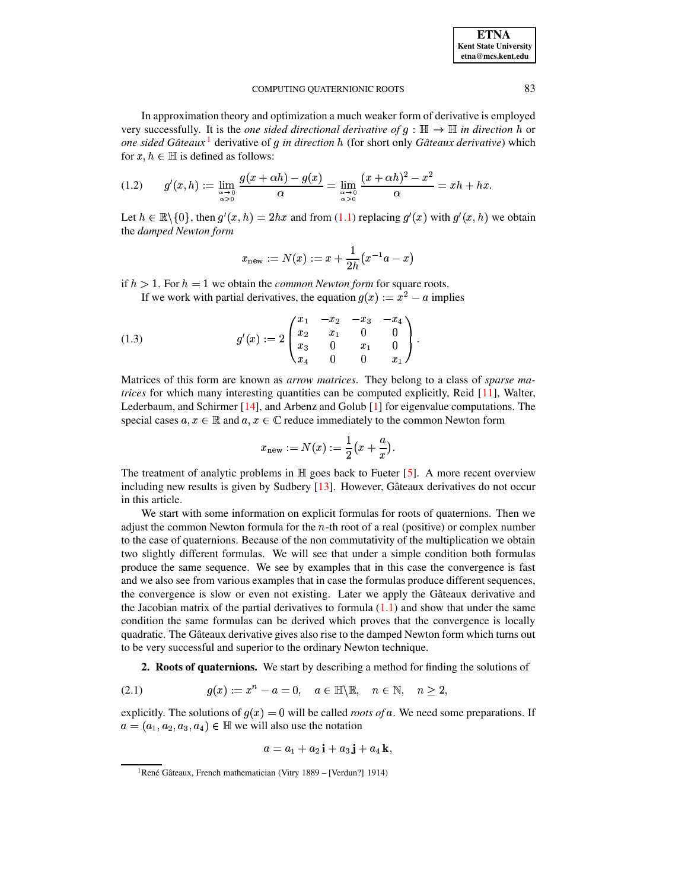In approximation theory and optimization a much weaker form of derivative is employed very successfully. It is the *one sided directional derivative of* $g : \mathbb{H} \to \mathbb{H}$ *in direction* $h$ or *one sided Gâteaux*[1] derivative of $g$ *in direction* $h$ (for short only *Gâteaux derivative*) which for $x, h \in \mathbb{H}$ is defined as follows:

$$
g'(x,h) := \lim_{\substack{\alpha \to 0 \\ \alpha > 0}} \frac{g(x+\alpha h) - g(x)}{\alpha} = \lim_{\substack{\alpha \to 0 \\ \alpha > 0}} \frac{(x+\alpha h)^2 - x^2}{\alpha} = xh + hx. \tag{1.2}
$$

Let $h \in \mathbb{R}\backslash\{0\}$, then $g'(x,h) = 2hx$ and from (1.1) replacing $g'(x)$ with $g'(x,h)$ we obtain the *damped Newton form*

$$
x_{\text{new}} := N(x) := x + \frac{1}{2h}\big(x^{-1}a - x\big)
$$

if $h > 1$. For $h = 1$ we obtain the *common Newton form* for square roots.

If we work with partial derivatives, the equation $g(x) := x^2 - a$ implies

$$
g'(x) := 2\begin{pmatrix} x_1 & -x_2 & -x_3 & -x_4 \\ x_2 & x_1 & 0 & 0 \\ x_3 & 0 & x_1 & 0 \\ x_4 & 0 & 0 & x_1 \end{pmatrix}. \tag{1.3}
$$

Matrices of this form are known as *arrow matrices*. They belong to a class of *sparse matrices* for which many interesting quantities can be computed explicitly, Reid [11], Walter, Lederbaum, and Schirmer [14], and Arbenz and Golub [1] for eigenvalue computations. The special cases $a, x \in \mathbb{R}$ and $a, x \in \mathbb{C}$ reduce immediately to the common Newton form

$$
x_{\text{new}} := N(x) := \frac{1}{2}\big(x + \frac{a}{x}\big).
$$

The treatment of analytic problems in $\mathbb{H}$ goes back to Fueter [5]. A more recent overview including new results is given by Sudbery [13]. However, Gâteaux derivatives do not occur in this article.

We start with some information on explicit formulas for roots of quaternions. Then we adjust the common Newton formula for the $n$-th root of a real (positive) or complex number to the case of quaternions. Because of the non commutativity of the multiplication we obtain two slightly different formulas. We will see that under a simple condition both formulas produce the same sequence. We see by examples that in this case the convergence is fast and we also see from various examples that in case the formulas produce different sequences, the convergence is slow or even not existing. Later we apply the Gâteaux derivative and the Jacobian matrix of the partial derivatives to formula (1.1) and show that under the same condition the same formulas can be derived which proves that the convergence is locally quadratic. The Gâteaux derivative gives also rise to the damped Newton form which turns out to be very successful and superior to the ordinary Newton technique.

## 2. Roots of quaternions.

We start by describing a method for finding the solutions of

$$
g(x) := x^n - a = 0, \quad a \in \mathbb{H}\backslash\mathbb{R}, \quad n \in \mathbb{N}, \quad n \geq 2, \tag{2.1}
$$

explicitly. The solutions of $g(x) = 0$ will be called *roots of* $a$. We need some preparations. If $a = (a_1, a_2, a_3, a_4) \in \mathbb{H}$ we will also use the notation

$$
a = a_1 + a_2\,\mathbf{i} + a_3\,\mathbf{j} + a_4\,\mathbf{k},
$$

[1] René Gâteaux, French mathematician (Vitry 1889 – [Verdun?] 1914)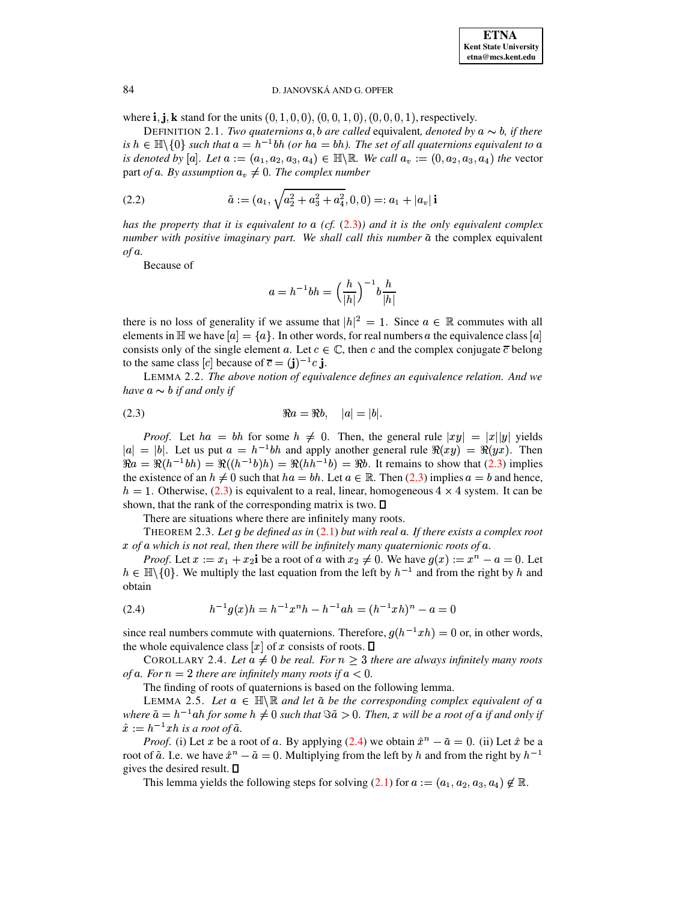where $\mathbf{i}, \mathbf{j}, \mathbf{k}$ stand for the units $(0,1,0,0)$, $(0,0,1,0)$, $(0,0,0,1)$, respectively.

DEFINITION 2.1. *Two quaternions $a, b$ are called* equivalent*, denoted by $a \sim b$, if there is $h \in \mathbb{H}\backslash\{0\}$ such that $a = h^{-1}bh$ (or $ha = bh$). The set of all quaternions equivalent to $a$ is denoted by $[a]$. Let $a := (a_1, a_2, a_3, a_4) \in \mathbb{H}\backslash\mathbb{R}$. We call $a_v := (0, a_2, a_3, a_4)$ the* vector part *of $a$. By assumption $a_v \neq 0$. The complex number*

$$\tilde{a} := (a_1, \sqrt{a_2^2 + a_3^2 + a_4^2}, 0, 0) =: a_1 + |a_v|\,\mathbf{i} \tag{2.2}$$

*has the property that it is equivalent to $a$ (cf. (2.3)) and it is the only equivalent complex number with positive imaginary part. We shall call this number $\tilde{a}$* the complex equivalent *of $a$.*

Because of

$$a = h^{-1}bh = \Big(\frac{h}{|h|}\Big)^{-1} b \frac{h}{|h|}$$

there is no loss of generality if we assume that $|h|^2 = 1$. Since $a \in \mathbb{R}$ commutes with all elements in $\mathbb{H}$ we have $[a] = \{a\}$. In other words, for real numbers $a$ the equivalence class $[a]$ consists only of the single element $a$. Let $c \in \mathbb{C}$, then $c$ and the complex conjugate $\overline{c}$ belong to the same class $[c]$ because of $\overline{c} = (\mathbf{j})^{-1} c\, \mathbf{j}$.

LEMMA 2.2. *The above notion of equivalence defines an equivalence relation. And we have $a \sim b$ if and only if*

$$\Re a = \Re b, \quad |a| = |b|. \tag{2.3}$$

*Proof.* Let $ha = bh$ for some $h \neq 0$. Then, the general rule $|xy| = |x||y|$ yields $|a| = |b|$. Let us put $a = h^{-1}bh$ and apply another general rule $\Re(xy) = \Re(yx)$. Then $\Re a = \Re(h^{-1}bh) = \Re((h^{-1}b)h) = \Re(hh^{-1}b) = \Re b$. It remains to show that (2.3) implies the existence of an $h \neq 0$ such that $ha = bh$. Let $a \in \mathbb{R}$. Then (2.3) implies $a = b$ and hence, $h = 1$. Otherwise, (2.3) is equivalent to a real, linear, homogeneous $4 \times 4$ system. It can be shown, that the rank of the corresponding matrix is two. $\square$

There are situations where there are infinitely many roots.

THEOREM 2.3. *Let $g$ be defined as in (2.1) but with real $a$. If there exists a complex root $x$ of $a$ which is not real, then there will be infinitely many quaternionic roots of $a$.*

*Proof.* Let $x := x_1 + x_2\mathbf{i}$ be a root of $a$ with $x_2 \neq 0$. We have $g(x) := x^n - a = 0$. Let $h \in \mathbb{H}\backslash\{0\}$. We multiply the last equation from the left by $h^{-1}$ and from the right by $h$ and obtain

$$h^{-1}g(x)h = h^{-1}x^n h - h^{-1}ah = (h^{-1}xh)^n - a = 0 \tag{2.4}$$

since real numbers commute with quaternions. Therefore, $g(h^{-1}xh) = 0$ or, in other words, the whole equivalence class $[x]$ of $x$ consists of roots. $\square$

COROLLARY 2.4. *Let $a \neq 0$ be real. For $n \geq 3$ there are always infinitely many roots of $a$. For $n = 2$ there are infinitely many roots if $a < 0$.*

The finding of roots of quaternions is based on the following lemma.

LEMMA 2.5. *Let $a \in \mathbb{H}\backslash\mathbb{R}$ and let $\tilde{a}$ be the corresponding complex equivalent of $a$ where $\tilde{a} = h^{-1}ah$ for some $h \neq 0$ such that $\Im\tilde{a} > 0$. Then, $x$ will be a root of $a$ if and only if $\hat{x} := h^{-1}xh$ is a root of $\tilde{a}$.*

*Proof.* (i) Let $x$ be a root of $a$. By applying (2.4) we obtain $\hat{x}^n - \tilde{a} = 0$. (ii) Let $\hat{x}$ be a root of $\tilde{a}$. I.e. we have $\hat{x}^n - \tilde{a} = 0$. Multiplying from the left by $h$ and from the right by $h^{-1}$ gives the desired result. $\square$

This lemma yields the following steps for solving (2.1) for $a := (a_1, a_2, a_3, a_4) \notin \mathbb{R}$.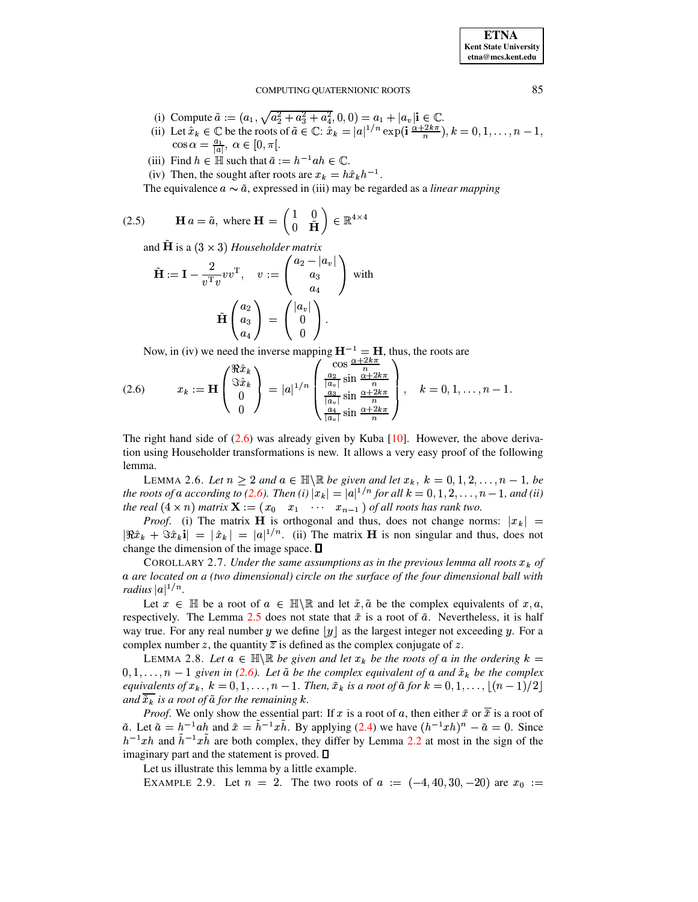(i) Compute $\tilde{a} := (a_1, \sqrt{a_2^2 + a_3^2 + a_4^2}, 0, 0) = a_1 + |a_v|\mathbf{i} \in \mathbb{C}$.
(ii) Let $\hat{x}_k \in \mathbb{C}$ be the roots of $\tilde{a} \in \mathbb{C}$: $\hat{x}_k = |a|^{1/n} \exp(\mathbf{i}\,\frac{\alpha + 2k\pi}{n})$, $k = 0, 1, \ldots, n-1$, $\cos\alpha = \frac{a_1}{|a|}$, $\alpha \in [0, \pi[$.
(iii) Find $h \in \mathbb{H}$ such that $\tilde{a} := h^{-1}ah \in \mathbb{C}$.
(iv) Then, the sought after roots are $x_k = h\hat{x}_k h^{-1}$.

The equivalence $a \sim \tilde{a}$, expressed in (iii) may be regarded as a *linear mapping*

$$\mathbf{H}\, a = \tilde{a}, \text{ where } \mathbf{H} = \begin{pmatrix} 1 & 0 \\ 0 & \tilde{\mathbf{H}} \end{pmatrix} \in \mathbb{R}^{4\times 4} \tag{2.5}$$

and $\tilde{\mathbf{H}}$ is a $(3 \times 3)$ *Householder matrix*

$$\tilde{\mathbf{H}} := \mathbf{I} - \frac{2}{v^{\mathrm{T}}v} v v^{\mathrm{T}}, \quad v := \begin{pmatrix} a_2 - |a_v| \\ a_3 \\ a_4 \end{pmatrix} \text{ with}$$

$$\tilde{\mathbf{H}} \begin{pmatrix} a_2 \\ a_3 \\ a_4 \end{pmatrix} = \begin{pmatrix} |a_v| \\ 0 \\ 0 \end{pmatrix}.$$

Now, in (iv) we need the inverse mapping $\mathbf{H}^{-1} = \mathbf{H}$, thus, the roots are

$$x_k := \mathbf{H} \begin{pmatrix} \Re\hat{x}_k \\ \Im\hat{x}_k \\ 0 \\ 0 \end{pmatrix} = |a|^{1/n} \begin{pmatrix} \cos\frac{\alpha + 2k\pi}{n} \\ \frac{a_2}{|a_v|}\sin\frac{\alpha + 2k\pi}{n} \\ \frac{a_3}{|a_v|}\sin\frac{\alpha + 2k\pi}{n} \\ \frac{a_4}{|a_v|}\sin\frac{\alpha + 2k\pi}{n} \end{pmatrix}, \quad k = 0, 1, \ldots, n-1. \tag{2.6}$$

The right hand side of (2.6) was already given by Kuba [10]. However, the above derivation using Householder transformations is new. It allows a very easy proof of the following lemma.

LEMMA 2.6. *Let $n \geq 2$ and $a \in \mathbb{H}\backslash\mathbb{R}$ be given and let $x_k$, $k = 0, 1, 2, \ldots, n-1$, be the roots of $a$ according to (2.6). Then (i) $|x_k| = |a|^{1/n}$ for all $k = 0, 1, 2, \ldots, n-1$, and (ii) the real $(4 \times n)$ matrix $\mathbf{X} := (x_0 \quad x_1 \quad \cdots \quad x_{n-1})$ of all roots has rank two.*

*Proof.* (i) The matrix $\mathbf{H}$ is orthogonal and thus, does not change norms: $|x_k| = |\Re\hat{x}_k + \Im\hat{x}_k\mathbf{i}| = |\hat{x}_k| = |a|^{1/n}$. (ii) The matrix $\mathbf{H}$ is non singular and thus, does not change the dimension of the image space. ∎

COROLLARY 2.7. *Under the same assumptions as in the previous lemma all roots $x_k$ of $a$ are located on a (two dimensional) circle on the surface of the four dimensional ball with radius $|a|^{1/n}$.*

Let $x \in \mathbb{H}$ be a root of $a \in \mathbb{H}\backslash\mathbb{R}$ and let $\tilde{x}, \tilde{a}$ be the complex equivalents of $x, a$, respectively. The Lemma 2.5 does not state that $\tilde{x}$ is a root of $\tilde{a}$. Nevertheless, it is half way true. For any real number $y$ we define $\lfloor y \rfloor$ as the largest integer not exceeding $y$. For a complex number $z$, the quantity $\overline{z}$ is defined as the complex conjugate of $z$.

LEMMA 2.8. *Let $a \in \mathbb{H}\backslash\mathbb{R}$ be given and let $x_k$ be the roots of $a$ in the ordering $k = 0, 1, \ldots, n-1$ given in (2.6). Let $\tilde{a}$ be the complex equivalent of $a$ and $\tilde{x}_k$ be the complex equivalents of $x_k$, $k = 0, 1, \ldots, n-1$. Then, $\tilde{x}_k$ is a root of $\tilde{a}$ for $k = 0, 1, \ldots, \lfloor (n-1)/2 \rfloor$ and $\overline{\tilde{x}_k}$ is a root of $\tilde{a}$ for the remaining $k$.*

*Proof.* We only show the essential part: If $x$ is a root of $a$, then either $\tilde{x}$ or $\overline{\tilde{x}}$ is a root of $\tilde{a}$. Let $\tilde{a} = h^{-1}ah$ and $\tilde{x} = \tilde{h}^{-1}x\tilde{h}$. By applying (2.4) we have $(h^{-1}xh)^n - \tilde{a} = 0$. Since $h^{-1}xh$ and $\tilde{h}^{-1}x\tilde{h}$ are both complex, they differ by Lemma 2.2 at most in the sign of the imaginary part and the statement is proved. ∎

Let us illustrate this lemma by a little example.

EXAMPLE 2.9. Let $n = 2$. The two roots of $a := (-4, 40, 30, -20)$ are $x_0 :=$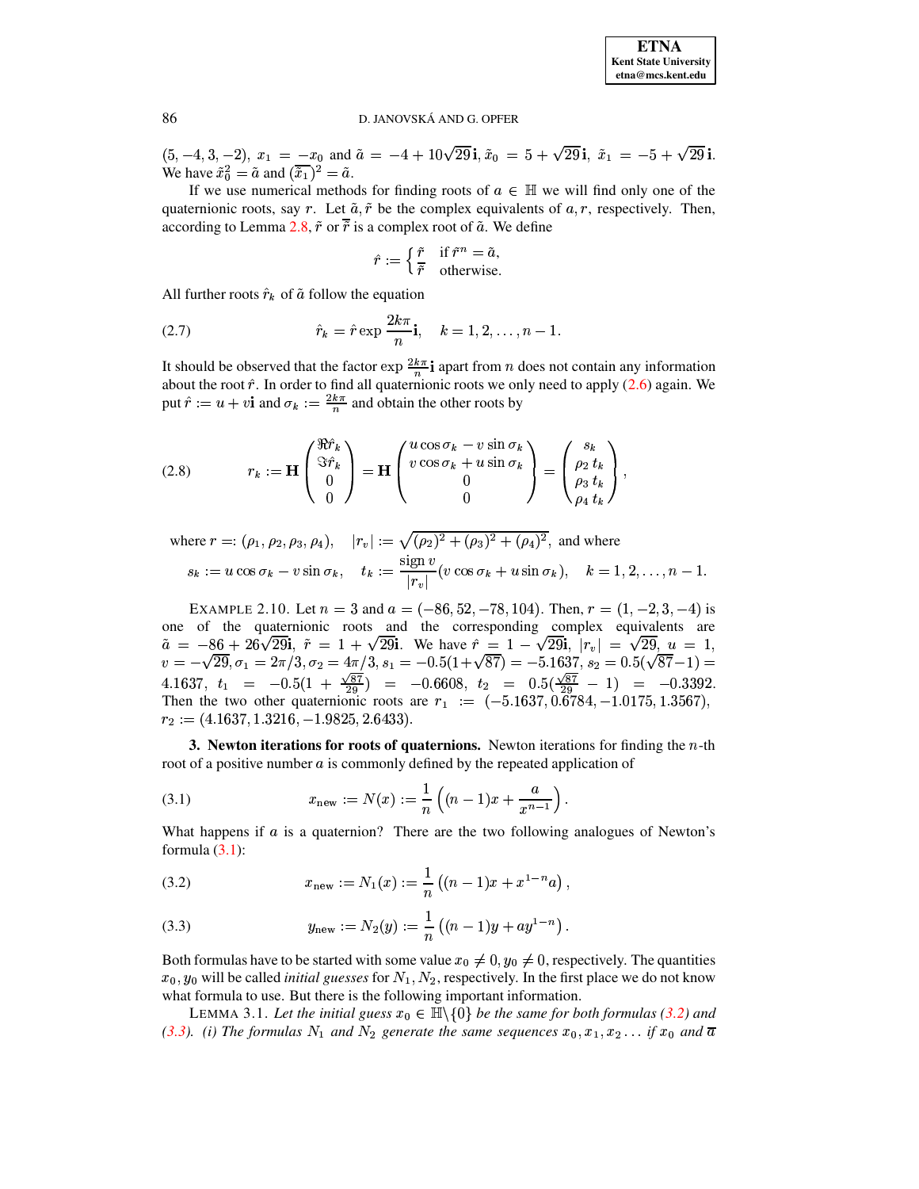$(5,-4,3,-2)$, $x_1 = -x_0$ and $\tilde{a} = -4 + 10\sqrt{29}\,\mathbf{i}$, $\tilde{x}_0 = 5 + \sqrt{29}\,\mathbf{i}$, $\tilde{x}_1 = -5 + \sqrt{29}\,\mathbf{i}$. We have $\tilde{x}_0^2 = \tilde{a}$ and $(\overline{\tilde{x}_1})^2 = \tilde{a}$.

If we use numerical methods for finding roots of $a \in \mathbb{H}$ we will find only one of the quaternionic roots, say $r$. Let $\tilde{a}, \tilde{r}$ be the complex equivalents of $a, r$, respectively. Then, according to Lemma 2.8, $\tilde{r}$ or $\overline{\tilde{r}}$ is a complex root of $\tilde{a}$. We define

$$\hat{r} := \begin{cases} \tilde{r} & \text{if } \tilde{r}^n = \tilde{a}, \\ \overline{\tilde{r}} & \text{otherwise.} \end{cases}$$

All further roots $\hat{r}_k$ of $\tilde{a}$ follow the equation

$$\hat{r}_k = \hat{r} \exp \frac{2k\pi}{n}\mathbf{i}, \quad k = 1, 2, \ldots, n-1. \tag{2.7}$$

It should be observed that the factor $\exp \frac{2k\pi}{n}\mathbf{i}$ apart from $n$ does not contain any information about the root $\hat{r}$. In order to find all quaternionic roots we only need to apply (2.6) again. We put $\hat{r} := u + v\mathbf{i}$ and $\sigma_k := \frac{2k\pi}{n}$ and obtain the other roots by

$$r_k := \mathbf{H}\begin{pmatrix} \Re\hat{r}_k \\ \Im\hat{r}_k \\ 0 \\ 0 \end{pmatrix} = \mathbf{H}\begin{pmatrix} u\cos\sigma_k - v\sin\sigma_k \\ v\cos\sigma_k + u\sin\sigma_k \\ 0 \\ 0 \end{pmatrix} = \begin{pmatrix} s_k \\ \rho_2\, t_k \\ \rho_3\, t_k \\ \rho_4\, t_k \end{pmatrix}, \tag{2.8}$$

where $r =: (\rho_1, \rho_2, \rho_3, \rho_4)$, $\quad |r_v| := \sqrt{(\rho_2)^2 + (\rho_3)^2 + (\rho_4)^2}$, and where

$$s_k := u\cos\sigma_k - v\sin\sigma_k, \quad t_k := \frac{\operatorname{sign} v}{|r_v|}(v\cos\sigma_k + u\sin\sigma_k), \quad k = 1, 2, \ldots, n-1.$$

EXAMPLE 2.10. Let $n = 3$ and $a = (-86, 52, -78, 104)$. Then, $r = (1, -2, 3, -4)$ is one of the quaternionic roots and the corresponding complex equivalents are $\tilde{a} = -86 + 26\sqrt{29}\mathbf{i}$, $\tilde{r} = 1 + \sqrt{29}\mathbf{i}$. We have $\hat{r} = 1 - \sqrt{29}\mathbf{i}$, $|r_v| = \sqrt{29}$, $u = 1$, $v = -\sqrt{29}$, $\sigma_1 = 2\pi/3$, $\sigma_2 = 4\pi/3$, $s_1 = -0.5(1+\sqrt{87}) = -5.1637$, $s_2 = 0.5(\sqrt{87}-1) = 4.1637$, $t_1 = -0.5(1 + \frac{\sqrt{87}}{29}) = -0.6608$, $t_2 = 0.5(\frac{\sqrt{87}}{29} - 1) = -0.3392$. Then the two other quaternionic roots are $r_1 := (-5.1637, 0.6784, -1.0175, 1.3567)$, $r_2 := (4.1637, 1.3216, -1.9825, 2.6433)$.

## 3. Newton iterations for roots of quaternions.

Newton iterations for finding the $n$-th root of a positive number $a$ is commonly defined by the repeated application of

$$x_{\text{new}} := N(x) := \frac{1}{n}\left((n-1)x + \frac{a}{x^{n-1}}\right). \tag{3.1}$$

What happens if $a$ is a quaternion? There are the two following analogues of Newton's formula (3.1):

$$x_{\text{new}} := N_1(x) := \frac{1}{n}\left((n-1)x + x^{1-n}a\right), \tag{3.2}$$

$$y_{\text{new}} := N_2(y) := \frac{1}{n}\left((n-1)y + ay^{1-n}\right). \tag{3.3}$$

Both formulas have to be started with some value $x_0 \neq 0, y_0 \neq 0$, respectively. The quantities $x_0, y_0$ will be called *initial guesses* for $N_1, N_2$, respectively. In the first place we do not know what formula to use. But there is the following important information.

LEMMA 3.1. *Let the initial guess $x_0 \in \mathbb{H}\backslash\{0\}$ be the same for both formulas (3.2) and (3.3). (i) The formulas $N_1$ and $N_2$ generate the same sequences $x_0, x_1, x_2 \ldots$ if $x_0$ and $\overline{a}$*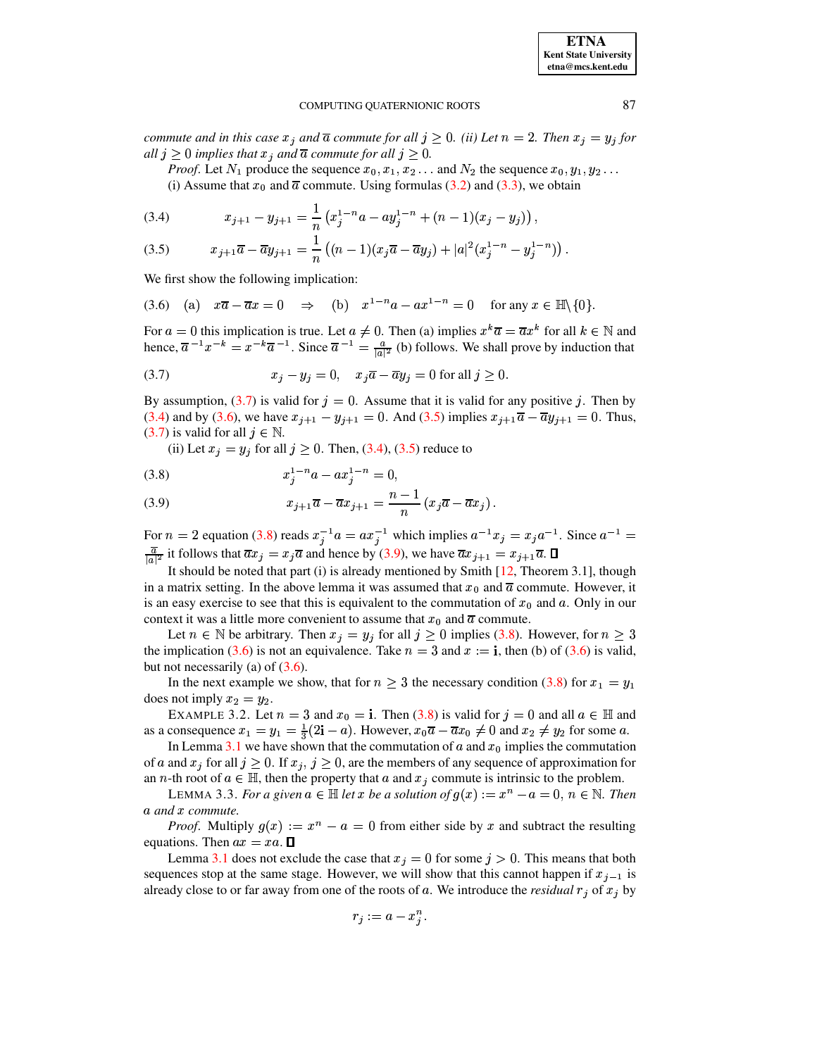*commute and in this case $x_j$ and $\overline{a}$ commute for all $j \geq 0$. (ii) Let $n = 2$. Then $x_j = y_j$ for all $j \geq 0$ implies that $x_j$ and $\overline{a}$ commute for all $j \geq 0$.*

*Proof.* Let $N_1$ produce the sequence $x_0, x_1, x_2 \ldots$ and $N_2$ the sequence $x_0, y_1, y_2 \ldots$

(i) Assume that $x_0$ and $\overline{a}$ commute. Using formulas (3.2) and (3.3), we obtain

$$x_{j+1} - y_{j+1} = \frac{1}{n}\left(x_j^{1-n}a - ay_j^{1-n} + (n-1)(x_j - y_j)\right), \tag{3.4}$$

$$x_{j+1}\overline{a} - \overline{a}y_{j+1} = \frac{1}{n}\left((n-1)(x_j\overline{a} - \overline{a}y_j) + |a|^2(x_j^{1-n} - y_j^{1-n})\right). \tag{3.5}$$

We first show the following implication:

$$\text{(a)} \quad x\overline{a} - \overline{a}x = 0 \quad \Rightarrow \quad \text{(b)} \quad x^{1-n}a - ax^{1-n} = 0 \quad \text{ for any } x \in \mathbb{H}\backslash\{0\}. \tag{3.6}$$

For $a = 0$ this implication is true. Let $a \neq 0$. Then (a) implies $x^k\overline{a} = \overline{a}x^k$ for all $k \in \mathbb{N}$ and hence, $\overline{a}^{-1}x^{-k} = x^{-k}\overline{a}^{-1}$. Since $\overline{a}^{-1} = \frac{a}{|a|^2}$ (b) follows. We shall prove by induction that

$$x_j - y_j = 0, \quad x_j\overline{a} - \overline{a}y_j = 0 \text{ for all } j \geq 0. \tag{3.7}$$

By assumption, (3.7) is valid for $j = 0$. Assume that it is valid for any positive $j$. Then by (3.4) and by (3.6), we have $x_{j+1} - y_{j+1} = 0$. And (3.5) implies $x_{j+1}\overline{a} - \overline{a}y_{j+1} = 0$. Thus, (3.7) is valid for all $j \in \mathbb{N}$.

(ii) Let $x_j = y_j$ for all $j \geq 0$. Then, (3.4), (3.5) reduce to

$$x_j^{1-n}a - ax_j^{1-n} = 0, \tag{3.8}$$

$$x_{j+1}\overline{a} - \overline{a}x_{j+1} = \frac{n-1}{n}\left(x_j\overline{a} - \overline{a}x_j\right). \tag{3.9}$$

For $n = 2$ equation (3.8) reads $x_j^{-1}a = ax_j^{-1}$ which implies $a^{-1}x_j = x_j a^{-1}$. Since $a^{-1} = \frac{\overline{a}}{|a|^2}$ it follows that $\overline{a}x_j = x_j\overline{a}$ and hence by (3.9), we have $\overline{a}x_{j+1} = x_{j+1}\overline{a}$. ∎

It should be noted that part (i) is already mentioned by Smith [12, Theorem 3.1], though in a matrix setting. In the above lemma it was assumed that $x_0$ and $\overline{a}$ commute. However, it is an easy exercise to see that this is equivalent to the commutation of $x_0$ and $a$. Only in our context it was a little more convenient to assume that $x_0$ and $\overline{a}$ commute.

Let $n \in \mathbb{N}$ be arbitrary. Then $x_j = y_j$ for all $j \geq 0$ implies (3.8). However, for $n \geq 3$ the implication (3.6) is not an equivalence. Take $n = 3$ and $x := \mathbf{i}$, then (b) of (3.6) is valid, but not necessarily (a) of (3.6).

In the next example we show, that for $n \geq 3$ the necessary condition (3.8) for $x_1 = y_1$ does not imply $x_2 = y_2$.

EXAMPLE 3.2. Let $n = 3$ and $x_0 = \mathbf{i}$. Then (3.8) is valid for $j = 0$ and all $a \in \mathbb{H}$ and as a consequence $x_1 = y_1 = \frac{1}{3}(2\mathbf{i} - a)$. However, $x_0\overline{a} - \overline{a}x_0 \neq 0$ and $x_2 \neq y_2$ for some $a$.

In Lemma 3.1 we have shown that the commutation of $a$ and $x_0$ implies the commutation of $a$ and $x_j$ for all $j \geq 0$. If $x_j$, $j \geq 0$, are the members of any sequence of approximation for an $n$-th root of $a \in \mathbb{H}$, then the property that $a$ and $x_j$ commute is intrinsic to the problem.

LEMMA 3.3. *For a given $a \in \mathbb{H}$ let $x$ be a solution of $g(x) := x^n - a = 0$, $n \in \mathbb{N}$. Then $a$ and $x$ commute.*

*Proof.* Multiply $g(x) := x^n - a = 0$ from either side by $x$ and subtract the resulting equations. Then $ax = xa$. ∎

Lemma 3.1 does not exclude the case that $x_j = 0$ for some $j > 0$. This means that both sequences stop at the same stage. However, we will show that this cannot happen if $x_{j-1}$ is already close to or far away from one of the roots of $a$. We introduce the *residual* $r_j$ of $x_j$ by

$$r_j := a - x_j^n.$$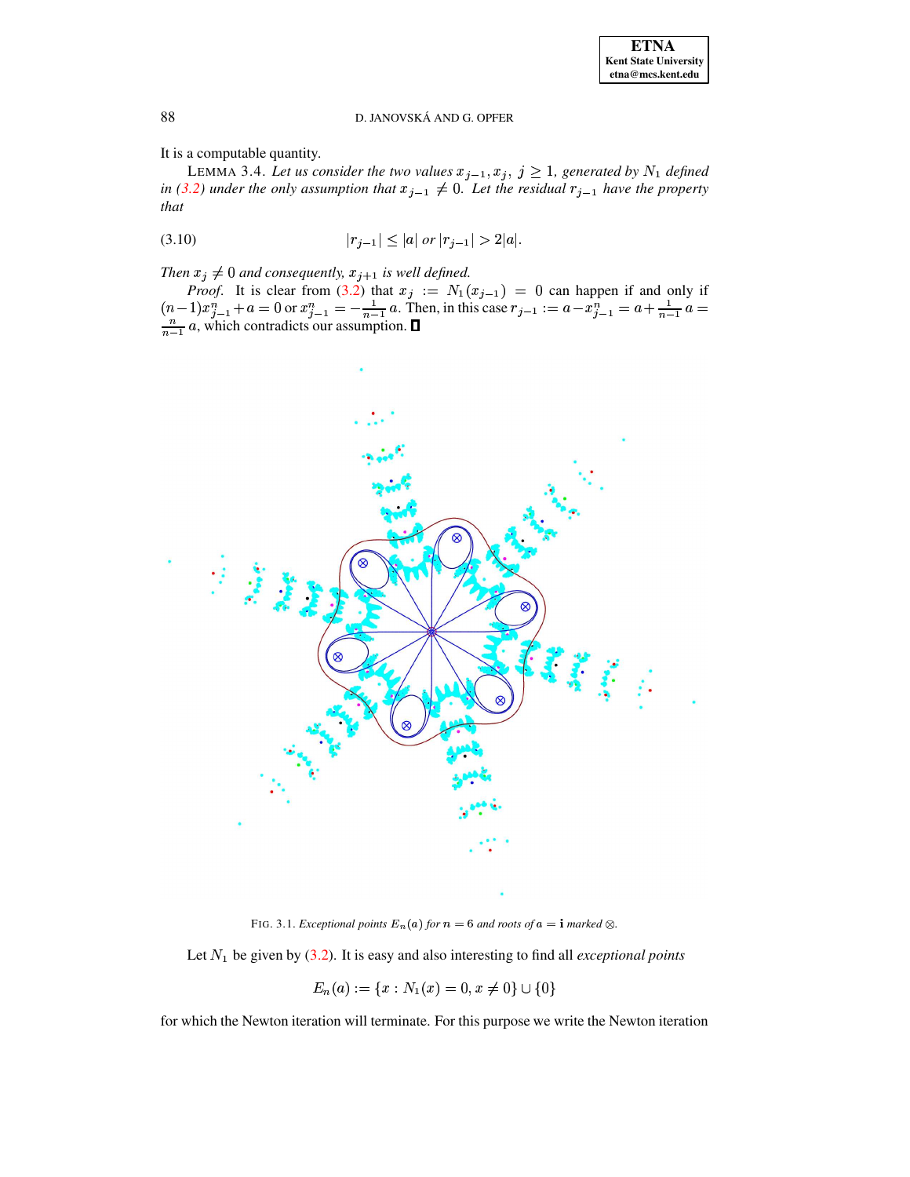It is a computable quantity.

LEMMA 3.4. *Let us consider the two values $x_{j-1}, x_j,\ j \geq 1$, generated by $N_1$ defined in (3.2) under the only assumption that $x_{j-1} \neq 0$. Let the residual $r_{j-1}$ have the property that*

$$|r_{j-1}| \leq |a| \text{ or } |r_{j-1}| > 2|a|. \tag{3.10}$$

*Then $x_j \neq 0$ and consequently, $x_{j+1}$ is well defined.*

*Proof.* It is clear from (3.2) that $x_j := N_1(x_{j-1}) = 0$ can happen if and only if $(n-1)x_{j-1}^n + a = 0$ or $x_{j-1}^n = -\frac{1}{n-1}a$. Then, in this case $r_{j-1} := a - x_{j-1}^n = a + \frac{1}{n-1}a = \frac{n}{n-1}a$, which contradicts our assumption. ∎

FIG. 3.1. *Exceptional points $E_n(a)$ for $n = 6$ and roots of $a = \mathbf{i}$ marked $\otimes$.*

Let $N_1$ be given by (3.2). It is easy and also interesting to find all *exceptional points*

$$E_n(a) := \{x : N_1(x) = 0, x \neq 0\} \cup \{0\}$$

for which the Newton iteration will terminate. For this purpose we write the Newton iteration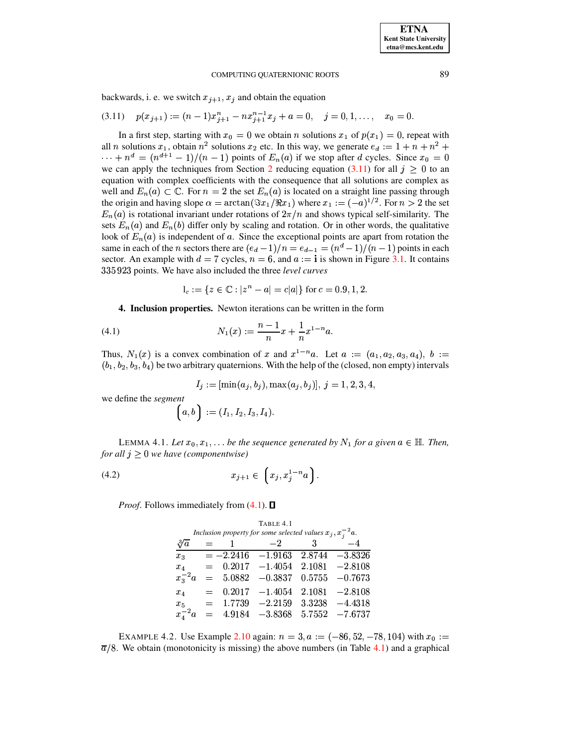backwards, i. e. we switch $x_{j+1}, x_j$ and obtain the equation

$$p(x_{j+1}) := (n-1)x_{j+1}^n - nx_{j+1}^{n-1}x_j + a = 0, \quad j = 0, 1, \ldots, \quad x_0 = 0. \tag{3.11}$$

In a first step, starting with $x_0 = 0$ we obtain $n$ solutions $x_1$ of $p(x_1) = 0$, repeat with all $n$ solutions $x_1$, obtain $n^2$ solutions $x_2$ etc. In this way, we generate $e_d := 1 + n + n^2 + \cdots + n^d = (n^{d+1} - 1)/(n-1)$ points of $E_n(a)$ if we stop after $d$ cycles. Since $x_0 = 0$ we can apply the techniques from Section 2 reducing equation (3.11) for all $j \geq 0$ to an equation with complex coefficients with the consequence that all solutions are complex as well and $E_n(a) \subset \mathbb{C}$. For $n = 2$ the set $E_n(a)$ is located on a straight line passing through the origin and having slope $\alpha = \arctan(\Im x_1 / \Re x_1)$ where $x_1 := (-a)^{1/2}$. For $n > 2$ the set $E_n(a)$ is rotational invariant under rotations of $2\pi/n$ and shows typical self-similarity. The sets $E_n(a)$ and $E_n(b)$ differ only by scaling and rotation. Or in other words, the qualitative look of $E_n(a)$ is independent of $a$. Since the exceptional points are apart from rotation the same in each of the $n$ sectors there are $(e_d - 1)/n = e_{d-1} = (n^d - 1)/(n-1)$ points in each sector. An example with $d = 7$ cycles, $n = 6$, and $a := \mathbf{i}$ is shown in Figure 3.1. It contains 335 923 points. We have also included the three *level curves*

$$\mathrm{l}_c := \{z \in \mathbb{C} : |z^n - a| = c|a|\} \text{ for } c = 0.9, 1, 2.$$

## 4. Inclusion properties.

Newton iterations can be written in the form

$$N_1(x) := \frac{n-1}{n}x + \frac{1}{n}x^{1-n}a. \tag{4.1}$$

Thus, $N_1(x)$ is a convex combination of $x$ and $x^{1-n}a$. Let $a := (a_1, a_2, a_3, a_4)$, $b := (b_1, b_2, b_3, b_4)$ be two arbitrary quaternions. With the help of the (closed, non empty) intervals

$$I_j := [\min(a_j, b_j), \max(a_j, b_j)], \; j = 1, 2, 3, 4,$$

we define the *segment*

$$\Big(a, b\Big) := (I_1, I_2, I_3, I_4).$$

LEMMA 4.1. *Let $x_0, x_1, \ldots$ be the sequence generated by $N_1$ for a given $a \in \mathbb{H}$. Then, for all $j \geq 0$ we have (componentwise)*

$$x_{j+1} \in \Big(x_j, x_j^{1-n}a\Big). \tag{4.2}$$

*Proof*. Follows immediately from (4.1). ∎

TABLE 4.1
*Inclusion property for some selected values $x_j, x_j^{-2}a$.*

| $\sqrt[3]{a}$ | = | 1 | $-2$ | 3 | $-4$ |
|---|---|---|---|---|---|
| $x_3$ | = | $-2.2416$ | $-1.9163$ | 2.8744 | $-3.8326$ |
| $x_4$ | = | 0.2017 | $-1.4054$ | 2.1081 | $-2.8108$ |
| $x_3^{-2}a$ | = | 5.0882 | $-0.3837$ | 0.5755 | $-0.7673$ |
| $x_4$ | = | 0.2017 | $-1.4054$ | 2.1081 | $-2.8108$ |
| $x_5$ | = | 1.7739 | $-2.2159$ | 3.3238 | $-4.4318$ |
| $x_4^{-2}a$ | = | 4.9184 | $-3.8368$ | 5.7552 | $-7.6737$ |

EXAMPLE 4.2. Use Example 2.10 again: $n = 3, a := (-86, 52, -78, 104)$ with $x_0 := \overline{a}/8$. We obtain (monotonicity is missing) the above numbers (in Table 4.1) and a graphical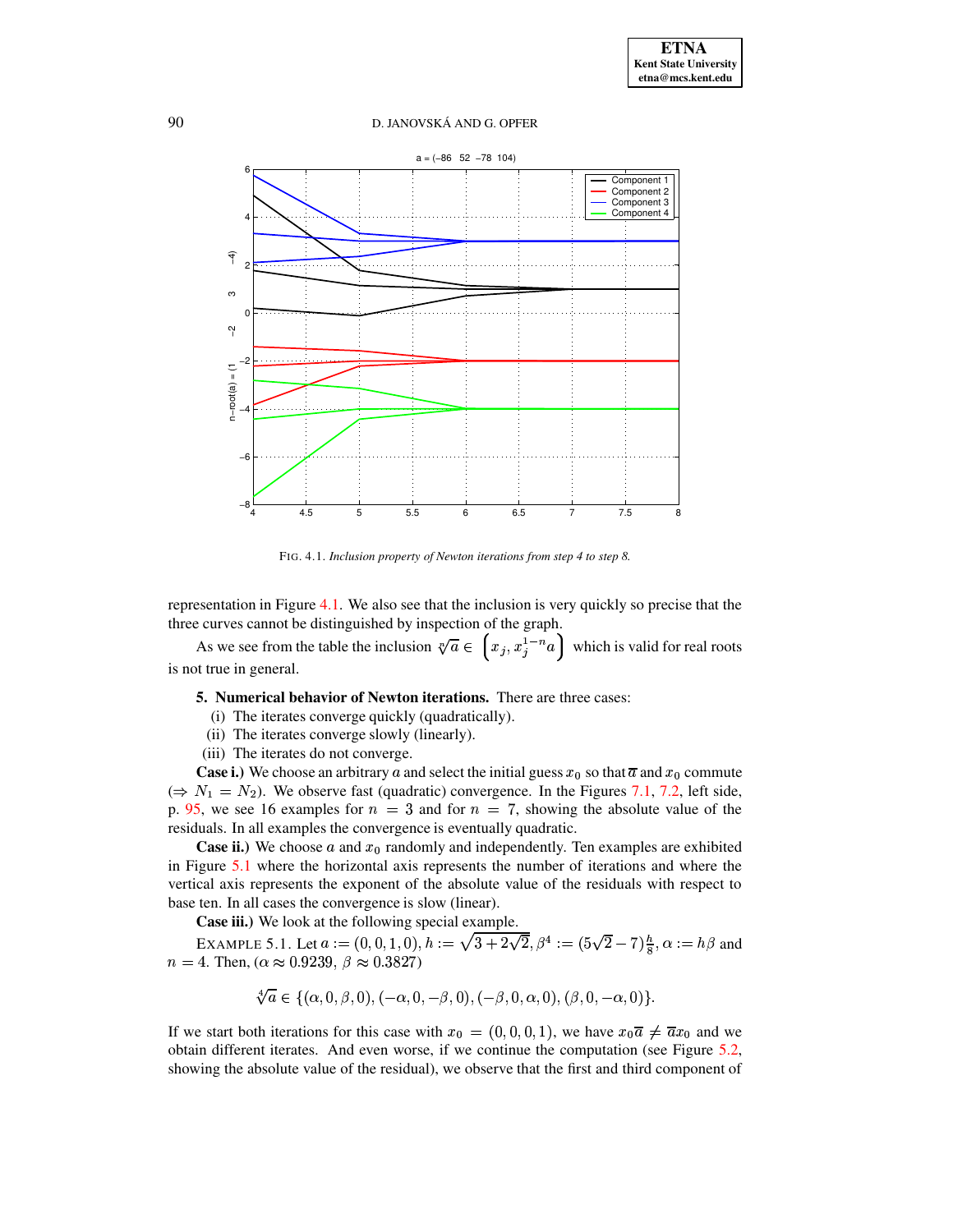FIG. 4.1. *Inclusion property of Newton iterations from step 4 to step 8.*

representation in Figure 4.1. We also see that the inclusion is very quickly so precise that the three curves cannot be distinguished by inspection of the graph.

As we see from the table the inclusion $\sqrt[n]{a} \in \left(x_j, x_j^{1-n}a\right)$ which is valid for real roots is not true in general.

**5. Numerical behavior of Newton iterations.** There are three cases:

(i) The iterates converge quickly (quadratically).
(ii) The iterates converge slowly (linearly).
(iii) The iterates do not converge.

**Case i.)** We choose an arbitrary $a$ and select the initial guess $x_0$ so that $\overline{a}$ and $x_0$ commute ($\Rightarrow N_1 = N_2$). We observe fast (quadratic) convergence. In the Figures 7.1, 7.2, left side, p. 95, we see 16 examples for $n = 3$ and for $n = 7$, showing the absolute value of the residuals. In all examples the convergence is eventually quadratic.

**Case ii.)** We choose $a$ and $x_0$ randomly and independently. Ten examples are exhibited in Figure 5.1 where the horizontal axis represents the number of iterations and where the vertical axis represents the exponent of the absolute value of the residuals with respect to base ten. In all cases the convergence is slow (linear).

**Case iii.)** We look at the following special example.

EXAMPLE 5.1. Let $a := (0, 0, 1, 0)$, $h := \sqrt{3 + 2\sqrt{2}}$, $\beta^4 := (5\sqrt{2} - 7)\frac{h}{8}$, $\alpha := h\beta$ and $n = 4$. Then, ($\alpha \approx 0.9239$, $\beta \approx 0.3827$)

$$\sqrt[4]{a} \in \{(\alpha, 0, \beta, 0), (-\alpha, 0, -\beta, 0), (-\beta, 0, \alpha, 0), (\beta, 0, -\alpha, 0)\}.$$

If we start both iterations for this case with $x_0 = (0, 0, 0, 1)$, we have $x_0\overline{a} \neq \overline{a}x_0$ and we obtain different iterates. And even worse, if we continue the computation (see Figure 5.2, showing the absolute value of the residual), we observe that the first and third component of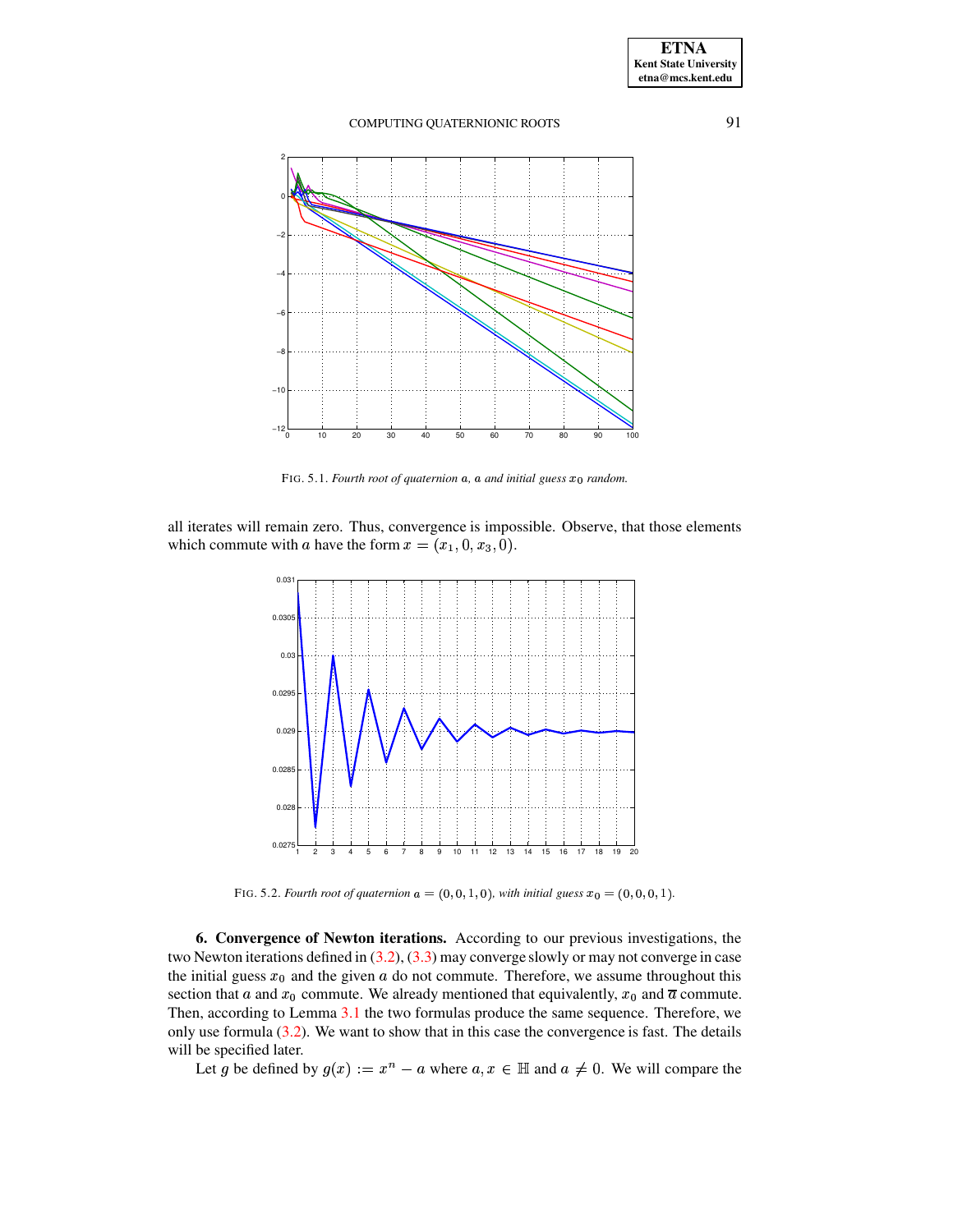FIG. 5.1. *Fourth root of quaternion* $a$*,* $a$ *and initial guess* $x_0$ *random.*

all iterates will remain zero. Thus, convergence is impossible. Observe, that those elements which commute with $a$ have the form $x = (x_1, 0, x_3, 0)$.

FIG. 5.2. *Fourth root of quaternion* $a = (0, 0, 1, 0)$*, with initial guess* $x_0 = (0, 0, 0, 1)$*.*

**6. Convergence of Newton iterations.** According to our previous investigations, the two Newton iterations defined in (3.2), (3.3) may converge slowly or may not converge in case the initial guess $x_0$ and the given $a$ do not commute. Therefore, we assume throughout this section that $a$ and $x_0$ commute. We already mentioned that equivalently, $x_0$ and $\overline{a}$ commute. Then, according to Lemma 3.1 the two formulas produce the same sequence. Therefore, we only use formula (3.2). We want to show that in this case the convergence is fast. The details will be specified later.

Let $g$ be defined by $g(x) := x^n - a$ where $a, x \in \mathbb{H}$ and $a \neq 0$. We will compare the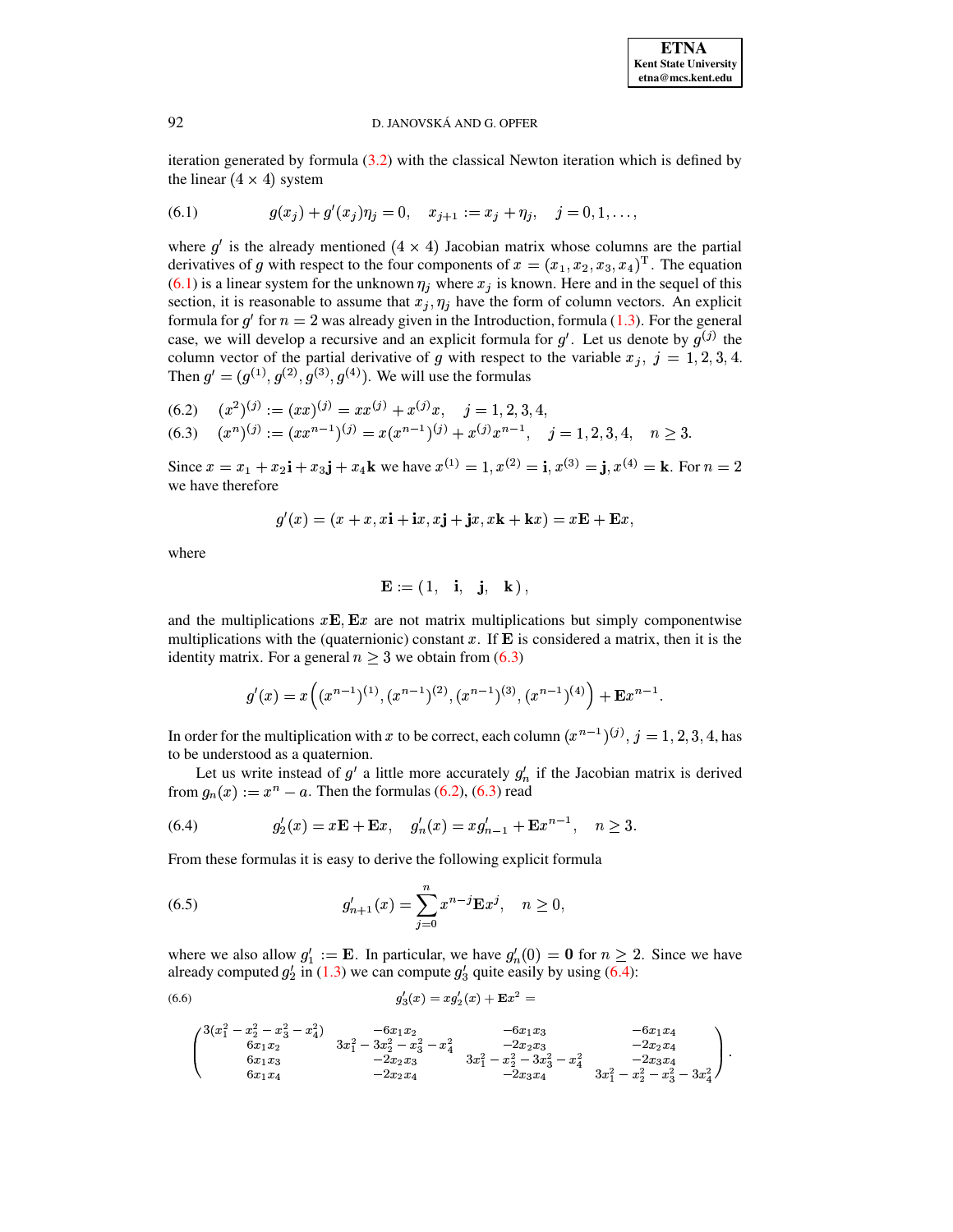iteration generated by formula (3.2) with the classical Newton iteration which is defined by the linear $(4 \times 4)$ system

$$g(x_j) + g'(x_j)\eta_j = 0, \quad x_{j+1} := x_j + \eta_j, \quad j = 0, 1, \ldots, \tag{6.1}$$

where $g'$ is the already mentioned $(4 \times 4)$ Jacobian matrix whose columns are the partial derivatives of $g$ with respect to the four components of $x = (x_1, x_2, x_3, x_4)^{\mathrm{T}}$. The equation (6.1) is a linear system for the unknown $\eta_j$ where $x_j$ is known. Here and in the sequel of this section, it is reasonable to assume that $x_j, \eta_j$ have the form of column vectors. An explicit formula for $g'$ for $n = 2$ was already given in the Introduction, formula (1.3). For the general case, we will develop a recursive and an explicit formula for $g'$. Let us denote by $g^{(j)}$ the column vector of the partial derivative of $g$ with respect to the variable $x_j$, $j = 1, 2, 3, 4$. Then $g' = (g^{(1)}, g^{(2)}, g^{(3)}, g^{(4)})$. We will use the formulas

$$(x^2)^{(j)} := (xx)^{(j)} = xx^{(j)} + x^{(j)}x, \quad j = 1, 2, 3, 4, \tag{6.2}$$

$$(x^n)^{(j)} := (xx^{n-1})^{(j)} = x(x^{n-1})^{(j)} + x^{(j)}x^{n-1}, \quad j = 1, 2, 3, 4, \quad n \geq 3. \tag{6.3}$$

Since $x = x_1 + x_2\mathbf{i} + x_3\mathbf{j} + x_4\mathbf{k}$ we have $x^{(1)} = 1, x^{(2)} = \mathbf{i}, x^{(3)} = \mathbf{j}, x^{(4)} = \mathbf{k}$. For $n = 2$ we have therefore

$$g'(x) = (x + x, x\mathbf{i} + \mathbf{i}x, x\mathbf{j} + \mathbf{j}x, x\mathbf{k} + \mathbf{k}x) = x\mathbf{E} + \mathbf{E}x,$$

where

$$\mathbf{E} := (1, \quad \mathbf{i}, \quad \mathbf{j}, \quad \mathbf{k}),$$

and the multiplications $x\mathbf{E}, \mathbf{E}x$ are not matrix multiplications but simply componentwise multiplications with the (quaternionic) constant $x$. If $\mathbf{E}$ is considered a matrix, then it is the identity matrix. For a general $n \geq 3$ we obtain from (6.3)

$$g'(x) = x\Big((x^{n-1})^{(1)}, (x^{n-1})^{(2)}, (x^{n-1})^{(3)}, (x^{n-1})^{(4)}\Big) + \mathbf{E}x^{n-1}.$$

In order for the multiplication with $x$ to be correct, each column $(x^{n-1})^{(j)}, j = 1, 2, 3, 4$, has to be understood as a quaternion.

Let us write instead of $g'$ a little more accurately $g'_n$ if the Jacobian matrix is derived from $g_n(x) := x^n - a$. Then the formulas (6.2), (6.3) read

$$g'_2(x) = x\mathbf{E} + \mathbf{E}x, \quad g'_n(x) = xg'_{n-1} + \mathbf{E}x^{n-1}, \quad n \geq 3. \tag{6.4}$$

From these formulas it is easy to derive the following explicit formula

$$g'_{n+1}(x) = \sum_{j=0}^{n} x^{n-j}\mathbf{E}x^j, \quad n \geq 0, \tag{6.5}$$

where we also allow $g'_1 := \mathbf{E}$. In particular, we have $g'_n(0) = \mathbf{0}$ for $n \geq 2$. Since we have already computed $g'_2$ in (1.3) we can compute $g'_3$ quite easily by using (6.4):

$$g'_3(x) = xg'_2(x) + \mathbf{E}x^2 = \tag{6.6}$$

$$\begin{pmatrix} 3(x_1^2 - x_2^2 - x_3^2 - x_4^2) & -6x_1x_2 & -6x_1x_3 & -6x_1x_4 \\ 6x_1x_2 & 3x_1^2 - 3x_2^2 - x_3^2 - x_4^2 & -2x_2x_3 & -2x_2x_4 \\ 6x_1x_3 & -2x_2x_3 & 3x_1^2 - x_2^2 - 3x_3^2 - x_4^2 & -2x_3x_4 \\ 6x_1x_4 & -2x_2x_4 & -2x_3x_4 & 3x_1^2 - x_2^2 - x_3^2 - 3x_4^2 \end{pmatrix}.$$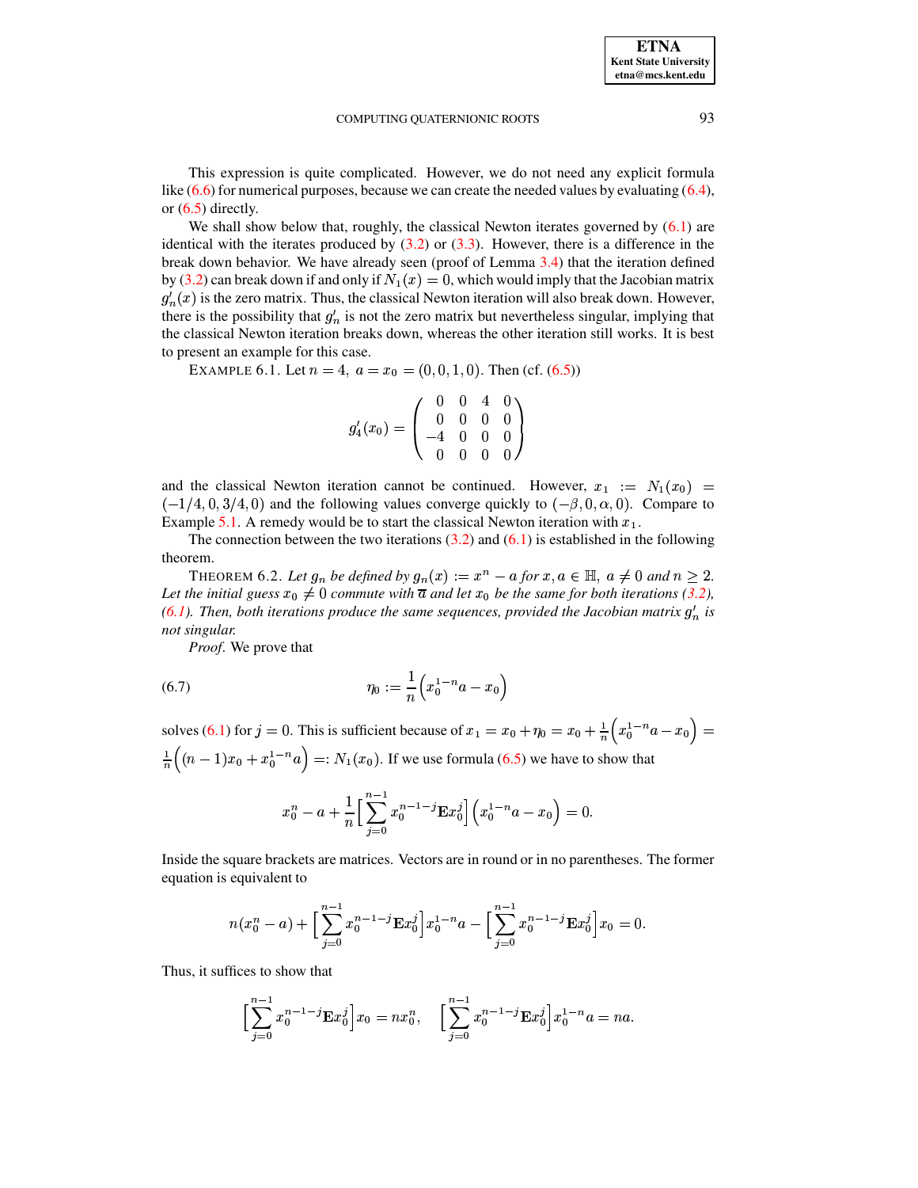This expression is quite complicated. However, we do not need any explicit formula like (6.6) for numerical purposes, because we can create the needed values by evaluating (6.4), or (6.5) directly.

We shall show below that, roughly, the classical Newton iterates governed by (6.1) are identical with the iterates produced by (3.2) or (3.3). However, there is a difference in the break down behavior. We have already seen (proof of Lemma 3.4) that the iteration defined by (3.2) can break down if and only if $N_1(x) = 0$, which would imply that the Jacobian matrix $g_n'(x)$ is the zero matrix. Thus, the classical Newton iteration will also break down. However, there is the possibility that $g_n'$ is not the zero matrix but nevertheless singular, implying that the classical Newton iteration breaks down, whereas the other iteration still works. It is best to present an example for this case.

EXAMPLE 6.1. Let $n = 4,\ a = x_0 = (0, 0, 1, 0)$. Then (cf. (6.5))

$$g_4'(x_0) = \begin{pmatrix} 0 & 0 & 4 & 0 \\ 0 & 0 & 0 & 0 \\ -4 & 0 & 0 & 0 \\ 0 & 0 & 0 & 0 \end{pmatrix}$$

and the classical Newton iteration cannot be continued. However, $x_1 := N_1(x_0) = (-1/4, 0, 3/4, 0)$ and the following values converge quickly to $(-\beta, 0, \alpha, 0)$. Compare to Example 5.1. A remedy would be to start the classical Newton iteration with $x_1$.

The connection between the two iterations (3.2) and (6.1) is established in the following theorem.

THEOREM 6.2. *Let $g_n$ be defined by $g_n(x) := x^n - a$ for $x, a \in \mathbb{H},\ a \neq 0$ and $n \geq 2$. Let the initial guess $x_0 \neq 0$ commute with $\overline{a}$ and let $x_0$ be the same for both iterations (3.2), (6.1). Then, both iterations produce the same sequences, provided the Jacobian matrix $g_n'$ is not singular.*

*Proof.* We prove that

$$\eta_0 := \frac{1}{n}\Big(x_0^{1-n}a - x_0\Big) \tag{6.7}$$

solves (6.1) for $j = 0$. This is sufficient because of $x_1 = x_0 + \eta_0 = x_0 + \frac{1}{n}\Big(x_0^{1-n}a - x_0\Big) = \frac{1}{n}\Big((n-1)x_0 + x_0^{1-n}a\Big) =: N_1(x_0)$. If we use formula (6.5) we have to show that

$$x_0^n - a + \frac{1}{n}\Big[\sum_{j=0}^{n-1} x_0^{n-1-j}\mathbf{E}x_0^j\Big]\Big(x_0^{1-n}a - x_0\Big) = 0.$$

Inside the square brackets are matrices. Vectors are in round or in no parentheses. The former equation is equivalent to

$$n(x_0^n - a) + \Big[\sum_{j=0}^{n-1} x_0^{n-1-j}\mathbf{E}x_0^j\Big]x_0^{1-n}a - \Big[\sum_{j=0}^{n-1} x_0^{n-1-j}\mathbf{E}x_0^j\Big]x_0 = 0.$$

Thus, it suffices to show that

$$\Big[\sum_{j=0}^{n-1} x_0^{n-1-j}\mathbf{E}x_0^j\Big]x_0 = nx_0^n, \quad \Big[\sum_{j=0}^{n-1} x_0^{n-1-j}\mathbf{E}x_0^j\Big]x_0^{1-n}a = na.$$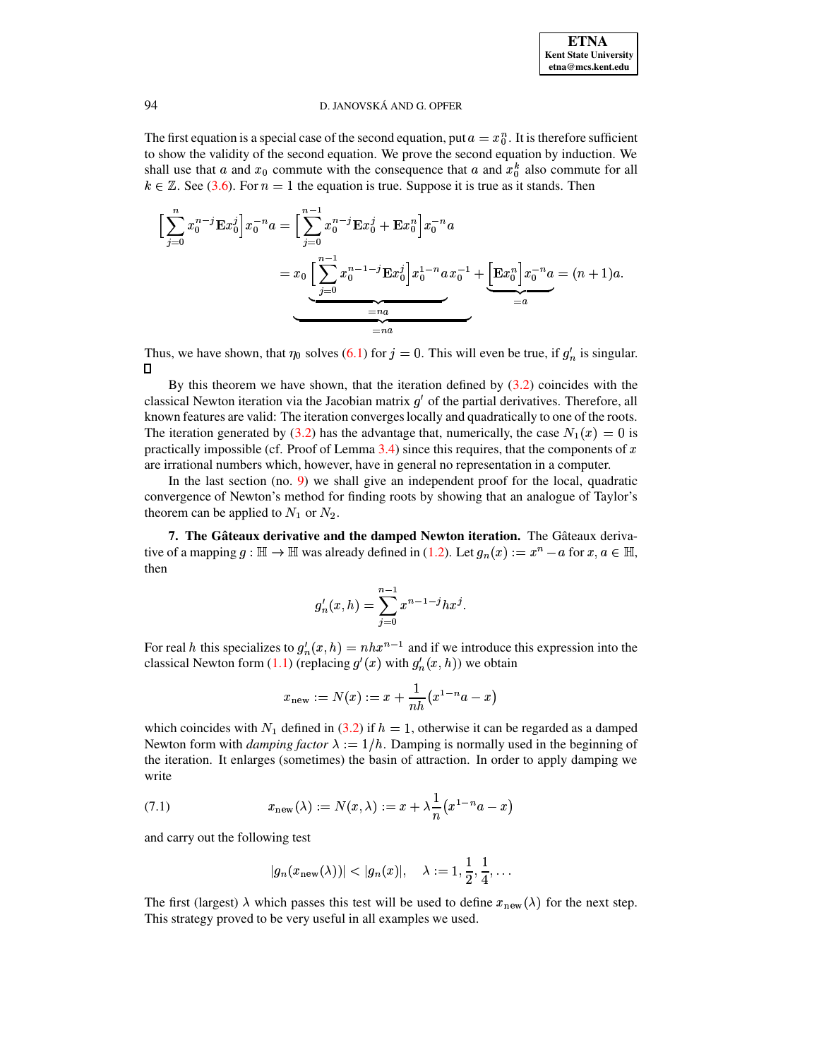The first equation is a special case of the second equation, put $a = x_0^n$. It is therefore sufficient to show the validity of the second equation. We prove the second equation by induction. We shall use that $a$ and $x_0$ commute with the consequence that $a$ and $x_0^k$ also commute for all $k \in \mathbb{Z}$. See (3.6). For $n = 1$ the equation is true. Suppose it is true as it stands. Then

$$\Big[\sum_{j=0}^{n} x_0^{n-j}\mathbf{E}x_0^j\Big]x_0^{-n}a = \Big[\sum_{j=0}^{n-1} x_0^{n-j}\mathbf{E}x_0^j + \mathbf{E}x_0^n\Big]x_0^{-n}a$$

$$= \underbrace{x_0\underbrace{\Big[\sum_{j=0}^{n-1} x_0^{n-1-j}\mathbf{E}x_0^j\Big]x_0^{1-n}a}_{=na}\,x_0^{-1}}_{=na} + \underbrace{\Big[\mathbf{E}x_0^n\Big]x_0^{-n}a}_{=a} = (n+1)a.$$

Thus, we have shown, that $\eta_0$ solves (6.1) for $j = 0$. This will even be true, if $g_n'$ is singular. $\square$

By this theorem we have shown, that the iteration defined by (3.2) coincides with the classical Newton iteration via the Jacobian matrix $g'$ of the partial derivatives. Therefore, all known features are valid: The iteration converges locally and quadratically to one of the roots. The iteration generated by (3.2) has the advantage that, numerically, the case $N_1(x) = 0$ is practically impossible (cf. Proof of Lemma 3.4) since this requires, that the components of $x$ are irrational numbers which, however, have in general no representation in a computer.

In the last section (no. 9) we shall give an independent proof for the local, quadratic convergence of Newton's method for finding roots by showing that an analogue of Taylor's theorem can be applied to $N_1$ or $N_2$.

**7. The Gâteaux derivative and the damped Newton iteration.** The Gâteaux derivative of a mapping $g : \mathbb{H} \to \mathbb{H}$ was already defined in (1.2). Let $g_n(x) := x^n - a$ for $x, a \in \mathbb{H}$, then

$$g_n'(x,h) = \sum_{j=0}^{n-1} x^{n-1-j}hx^j.$$

For real $h$ this specializes to $g_n'(x,h) = nhx^{n-1}$ and if we introduce this expression into the classical Newton form (1.1) (replacing $g'(x)$ with $g_n'(x,h)$) we obtain

$$x_{\text{new}} := N(x) := x + \frac{1}{nh}\big(x^{1-n}a - x\big)$$

which coincides with $N_1$ defined in (3.2) if $h = 1$, otherwise it can be regarded as a damped Newton form with *damping factor* $\lambda := 1/h$. Damping is normally used in the beginning of the iteration. It enlarges (sometimes) the basin of attraction. In order to apply damping we write

$$x_{\text{new}}(\lambda) := N(x,\lambda) := x + \lambda\frac{1}{n}\big(x^{1-n}a - x\big) \tag{7.1}$$

and carry out the following test

$$|g_n(x_{\text{new}}(\lambda))| < |g_n(x)|, \quad \lambda := 1, \frac{1}{2}, \frac{1}{4}, \ldots$$

The first (largest) $\lambda$ which passes this test will be used to define $x_{\text{new}}(\lambda)$ for the next step. This strategy proved to be very useful in all examples we used.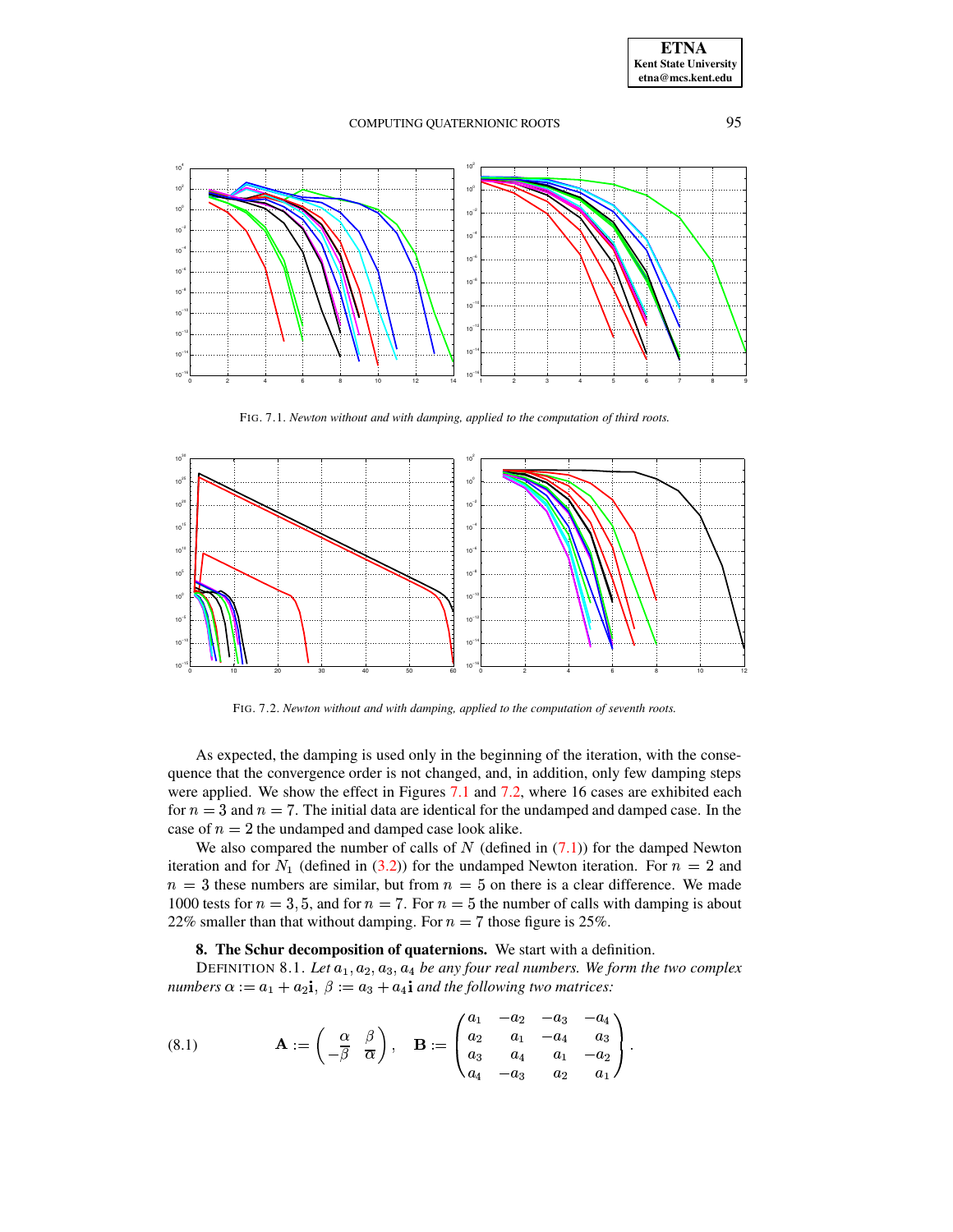FIG. 7.1. *Newton without and with damping, applied to the computation of third roots.*

FIG. 7.2. *Newton without and with damping, applied to the computation of seventh roots.*

As expected, the damping is used only in the beginning of the iteration, with the consequence that the convergence order is not changed, and, in addition, only few damping steps were applied. We show the effect in Figures 7.1 and 7.2, where 16 cases are exhibited each for $n = 3$ and $n = 7$. The initial data are identical for the undamped and damped case. In the case of $n = 2$ the undamped and damped case look alike.

We also compared the number of calls of $N$ (defined in (7.1)) for the damped Newton iteration and for $N_1$ (defined in (3.2)) for the undamped Newton iteration. For $n = 2$ and $n = 3$ these numbers are similar, but from $n = 5$ on there is a clear difference. We made 1000 tests for $n = 3, 5$, and for $n = 7$. For $n = 5$ the number of calls with damping is about 22% smaller than that without damping. For $n = 7$ those figure is 25%.

## 8. The Schur decomposition of quaternions.

We start with a definition.

DEFINITION 8.1. *Let $a_1, a_2, a_3, a_4$ be any four real numbers. We form the two complex numbers $\alpha := a_1 + a_2\mathbf{i}$, $\beta := a_3 + a_4\mathbf{i}$ and the following two matrices:*

$$\mathbf{A} := \begin{pmatrix} \alpha & \beta \\ -\overline{\beta} & \overline{\alpha} \end{pmatrix}, \quad \mathbf{B} := \begin{pmatrix} a_1 & -a_2 & -a_3 & -a_4 \\ a_2 & a_1 & -a_4 & a_3 \\ a_3 & a_4 & a_1 & -a_2 \\ a_4 & -a_3 & a_2 & a_1 \end{pmatrix}. \tag{8.1}$$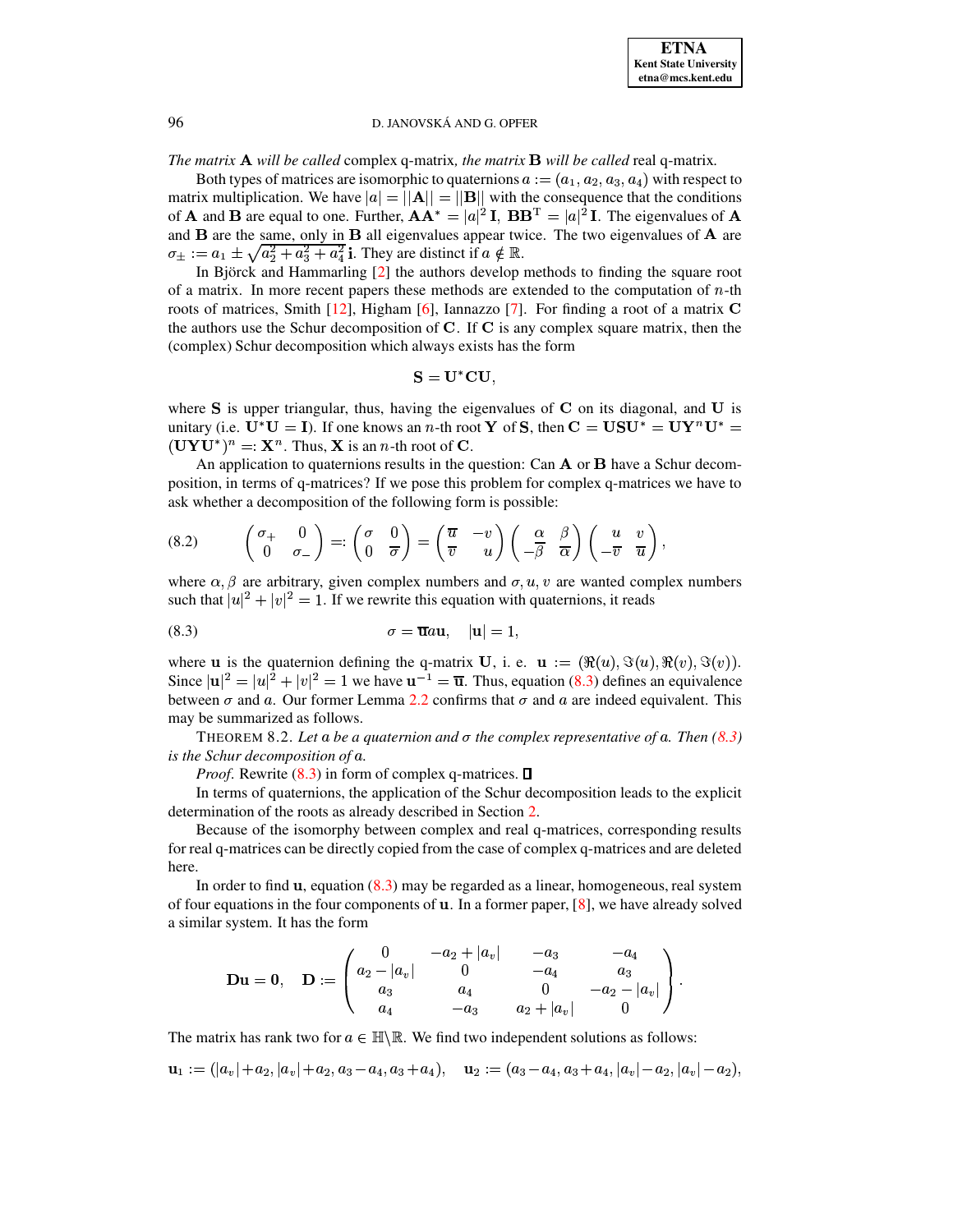*The matrix* $\mathbf{A}$ *will be called* complex q-matrix*, the matrix* $\mathbf{B}$ *will be called* real q-matrix.

Both types of matrices are isomorphic to quaternions $a := (a_1, a_2, a_3, a_4)$ with respect to matrix multiplication. We have $|a| = ||\mathbf{A}|| = ||\mathbf{B}||$ with the consequence that the conditions of $\mathbf{A}$ and $\mathbf{B}$ are equal to one. Further, $\mathbf{A}\mathbf{A}^* = |a|^2\,\mathbf{I}$, $\mathbf{B}\mathbf{B}^{\mathrm{T}} = |a|^2\,\mathbf{I}$. The eigenvalues of $\mathbf{A}$ and $\mathbf{B}$ are the same, only in $\mathbf{B}$ all eigenvalues appear twice. The two eigenvalues of $\mathbf{A}$ are $\sigma_\pm := a_1 \pm \sqrt{a_2^2 + a_3^2 + a_4^2}\,\mathbf{i}$. They are distinct if $a \notin \mathbb{R}$.

In Björck and Hammarling [2] the authors develop methods to finding the square root of a matrix. In more recent papers these methods are extended to the computation of $n$-th roots of matrices, Smith [12], Higham [6], Iannazzo [7]. For finding a root of a matrix $\mathbf{C}$ the authors use the Schur decomposition of $\mathbf{C}$. If $\mathbf{C}$ is any complex square matrix, then the (complex) Schur decomposition which always exists has the form

$$\mathbf{S} = \mathbf{U}^*\mathbf{C}\mathbf{U},$$

where $\mathbf{S}$ is upper triangular, thus, having the eigenvalues of $\mathbf{C}$ on its diagonal, and $\mathbf{U}$ is unitary (i.e. $\mathbf{U}^*\mathbf{U} = \mathbf{I}$). If one knows an $n$-th root $\mathbf{Y}$ of $\mathbf{S}$, then $\mathbf{C} = \mathbf{U}\mathbf{S}\mathbf{U}^* = \mathbf{U}\mathbf{Y}^n\mathbf{U}^* = (\mathbf{U}\mathbf{Y}\mathbf{U}^*)^n =: \mathbf{X}^n$. Thus, $\mathbf{X}$ is an $n$-th root of $\mathbf{C}$.

An application to quaternions results in the question: Can $\mathbf{A}$ or $\mathbf{B}$ have a Schur decomposition, in terms of q-matrices? If we pose this problem for complex q-matrices we have to ask whether a decomposition of the following form is possible:

$$\begin{pmatrix} \sigma_+ & 0 \\ 0 & \sigma_- \end{pmatrix} =: \begin{pmatrix} \sigma & 0 \\ 0 & \overline{\sigma} \end{pmatrix} = \begin{pmatrix} \overline{u} & -v \\ \overline{v} & u \end{pmatrix} \begin{pmatrix} \alpha & \beta \\ -\overline{\beta} & \overline{\alpha} \end{pmatrix} \begin{pmatrix} u & v \\ -\overline{v} & \overline{u} \end{pmatrix}, \tag{8.2}$$

where $\alpha, \beta$ are arbitrary, given complex numbers and $\sigma, u, v$ are wanted complex numbers such that $|u|^2 + |v|^2 = 1$. If we rewrite this equation with quaternions, it reads

$$\sigma = \overline{\mathbf{u}}a\mathbf{u}, \quad |\mathbf{u}| = 1, \tag{8.3}$$

where $\mathbf{u}$ is the quaternion defining the q-matrix $\mathbf{U}$, i. e. $\mathbf{u} := (\Re(u), \Im(u), \Re(v), \Im(v))$. Since $|\mathbf{u}|^2 = |u|^2 + |v|^2 = 1$ we have $\mathbf{u}^{-1} = \overline{\mathbf{u}}$. Thus, equation (8.3) defines an equivalence between $\sigma$ and $a$. Our former Lemma 2.2 confirms that $\sigma$ and $a$ are indeed equivalent. This may be summarized as follows.

THEOREM 8.2. *Let $a$ be a quaternion and $\sigma$ the complex representative of $a$. Then (8.3) is the Schur decomposition of $a$.*

*Proof*. Rewrite (8.3) in form of complex q-matrices. $\square$

In terms of quaternions, the application of the Schur decomposition leads to the explicit determination of the roots as already described in Section 2.

Because of the isomorphy between complex and real q-matrices, corresponding results for real q-matrices can be directly copied from the case of complex q-matrices and are deleted here.

In order to find $\mathbf{u}$, equation (8.3) may be regarded as a linear, homogeneous, real system of four equations in the four components of $\mathbf{u}$. In a former paper, [8], we have already solved a similar system. It has the form

$$\mathbf{D}\mathbf{u} = \mathbf{0}, \quad \mathbf{D} := \begin{pmatrix} 0 & -a_2 + |a_v| & -a_3 & -a_4 \\ a_2 - |a_v| & 0 & -a_4 & a_3 \\ a_3 & a_4 & 0 & -a_2 - |a_v| \\ a_4 & -a_3 & a_2 + |a_v| & 0 \end{pmatrix}.$$

The matrix has rank two for $a \in \mathbb{H}\backslash\mathbb{R}$. We find two independent solutions as follows:

$$\mathbf{u}_1 := (|a_v| + a_2, |a_v| + a_2, a_3 - a_4, a_3 + a_4), \quad \mathbf{u}_2 := (a_3 - a_4, a_3 + a_4, |a_v| - a_2, |a_v| - a_2),$$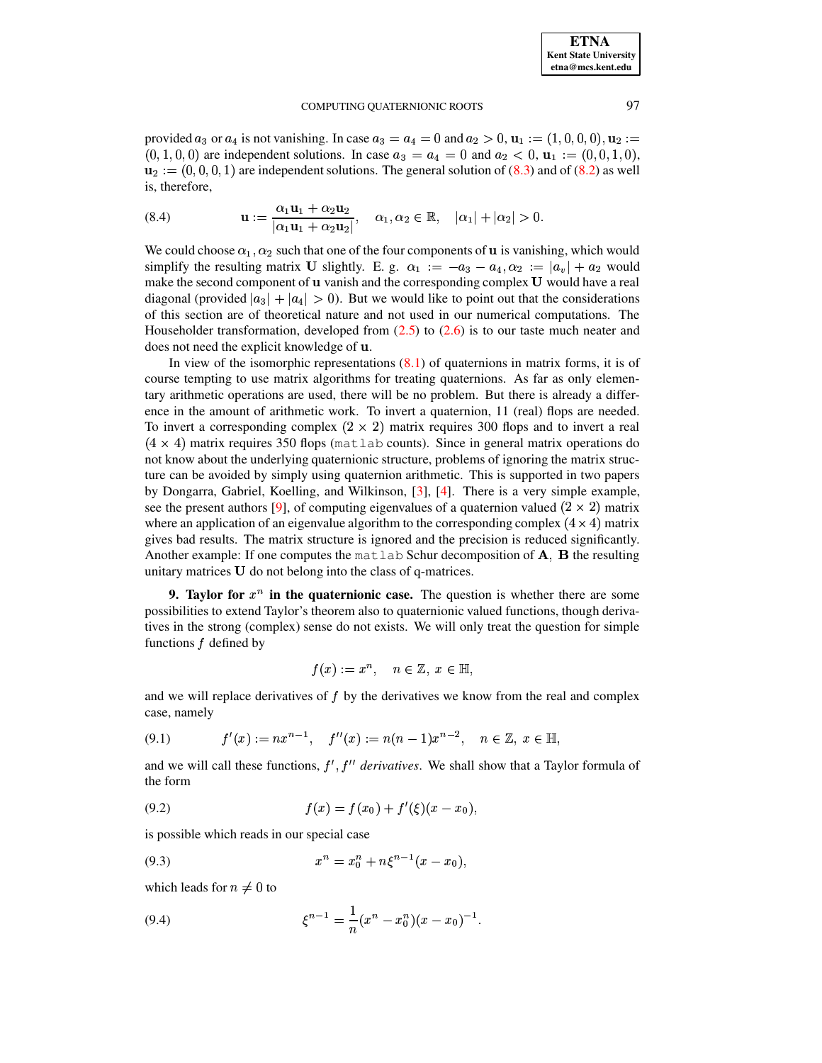provided $a_3$ or $a_4$ is not vanishing. In case $a_3 = a_4 = 0$ and $a_2 > 0$, $\mathbf{u}_1 := (1, 0, 0, 0)$, $\mathbf{u}_2 := (0, 1, 0, 0)$ are independent solutions. In case $a_3 = a_4 = 0$ and $a_2 < 0$, $\mathbf{u}_1 := (0, 0, 1, 0)$, $\mathbf{u}_2 := (0, 0, 0, 1)$ are independent solutions. The general solution of (8.3) and of (8.2) as well is, therefore,

$$\mathbf{u} := \frac{\alpha_1 \mathbf{u}_1 + \alpha_2 \mathbf{u}_2}{|\alpha_1 \mathbf{u}_1 + \alpha_2 \mathbf{u}_2|}, \quad \alpha_1, \alpha_2 \in \mathbb{R}, \quad |\alpha_1| + |\alpha_2| > 0. \tag{8.4}$$

We could choose $\alpha_1, \alpha_2$ such that one of the four components of $\mathbf{u}$ is vanishing, which would simplify the resulting matrix $\mathbf{U}$ slightly. E. g. $\alpha_1 := -a_3 - a_4, \alpha_2 := |a_v| + a_2$ would make the second component of $\mathbf{u}$ vanish and the corresponding complex $\mathbf{U}$ would have a real diagonal (provided $|a_3| + |a_4| > 0$). But we would like to point out that the considerations of this section are of theoretical nature and not used in our numerical computations. The Householder transformation, developed from (2.5) to (2.6) is to our taste much neater and does not need the explicit knowledge of $\mathbf{u}$.

In view of the isomorphic representations (8.1) of quaternions in matrix forms, it is of course tempting to use matrix algorithms for treating quaternions. As far as only elementary arithmetic operations are used, there will be no problem. But there is already a difference in the amount of arithmetic work. To invert a quaternion, 11 (real) flops are needed. To invert a corresponding complex $(2 \times 2)$ matrix requires 300 flops and to invert a real $(4 \times 4)$ matrix requires 350 flops (`matlab` counts). Since in general matrix operations do not know about the underlying quaternionic structure, problems of ignoring the matrix structure can be avoided by simply using quaternion arithmetic. This is supported in two papers by Dongarra, Gabriel, Koelling, and Wilkinson, [3], [4]. There is a very simple example, see the present authors [9], of computing eigenvalues of a quaternion valued $(2 \times 2)$ matrix where an application of an eigenvalue algorithm to the corresponding complex $(4 \times 4)$ matrix gives bad results. The matrix structure is ignored and the precision is reduced significantly. Another example: If one computes the `matlab` Schur decomposition of $\mathbf{A}$, $\mathbf{B}$ the resulting unitary matrices $\mathbf{U}$ do not belong into the class of q-matrices.

## 9. Taylor for $x^n$ in the quaternionic case.

The question is whether there are some possibilities to extend Taylor's theorem also to quaternionic valued functions, though derivatives in the strong (complex) sense do not exists. We will only treat the question for simple functions $f$ defined by

$$f(x) := x^n, \quad n \in \mathbb{Z}, \; x \in \mathbb{H},$$

and we will replace derivatives of $f$ by the derivatives we know from the real and complex case, namely

$$f'(x) := nx^{n-1}, \quad f''(x) := n(n-1)x^{n-2}, \quad n \in \mathbb{Z}, \; x \in \mathbb{H}, \tag{9.1}$$

and we will call these functions, $f', f''$ *derivatives*. We shall show that a Taylor formula of the form

$$f(x) = f(x_0) + f'(\xi)(x - x_0), \tag{9.2}$$

is possible which reads in our special case

$$x^n = x_0^n + n\xi^{n-1}(x - x_0), \tag{9.3}$$

which leads for $n \neq 0$ to

$$\xi^{n-1} = \frac{1}{n}(x^n - x_0^n)(x - x_0)^{-1}. \tag{9.4}$$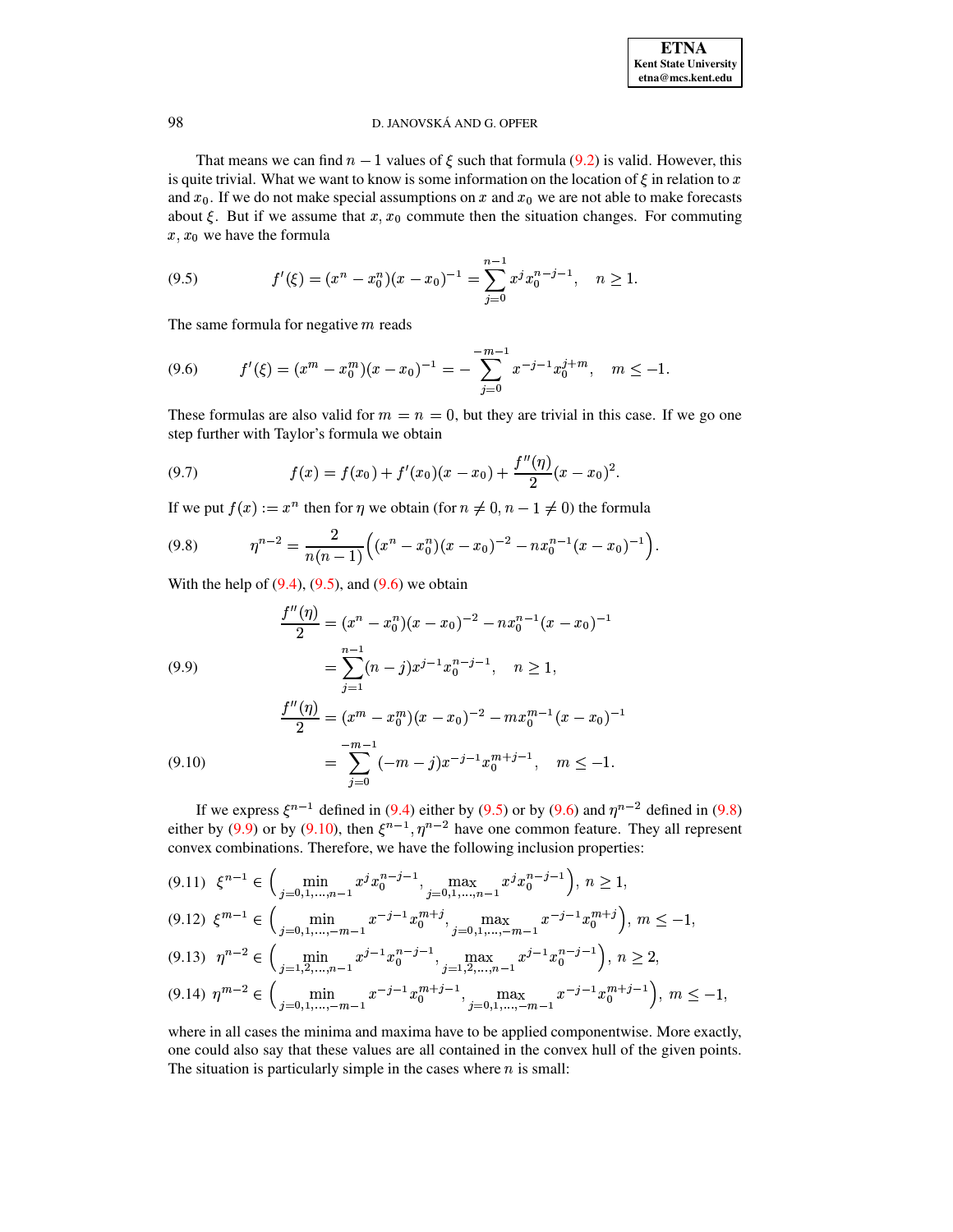That means we can find $n-1$ values of $\xi$ such that formula (9.2) is valid. However, this is quite trivial. What we want to know is some information on the location of $\xi$ in relation to $x$ and $x_0$. If we do not make special assumptions on $x$ and $x_0$ we are not able to make forecasts about $\xi$. But if we assume that $x, x_0$ commute then the situation changes. For commuting $x, x_0$ we have the formula

$$
f'(\xi) = (x^n - x_0^n)(x - x_0)^{-1} = \sum_{j=0}^{n-1} x^j x_0^{n-j-1}, \quad n \geq 1. \tag{9.5}
$$

The same formula for negative $m$ reads

$$
f'(\xi) = (x^m - x_0^m)(x - x_0)^{-1} = -\sum_{j=0}^{-m-1} x^{-j-1} x_0^{j+m}, \quad m \leq -1. \tag{9.6}
$$

These formulas are also valid for $m = n = 0$, but they are trivial in this case. If we go one step further with Taylor's formula we obtain

$$
f(x) = f(x_0) + f'(x_0)(x - x_0) + \frac{f''(\eta)}{2}(x - x_0)^2. \tag{9.7}
$$

If we put $f(x) := x^n$ then for $\eta$ we obtain (for $n \neq 0, n-1 \neq 0$) the formula

$$
\eta^{n-2} = \frac{2}{n(n-1)}\Big((x^n - x_0^n)(x - x_0)^{-2} - n x_0^{n-1}(x - x_0)^{-1}\Big). \tag{9.8}
$$

With the help of (9.4), (9.5), and (9.6) we obtain

$$
\begin{aligned}
\frac{f''(\eta)}{2} &= (x^n - x_0^n)(x - x_0)^{-2} - n x_0^{n-1}(x - x_0)^{-1} \\
&= \sum_{j=1}^{n-1} (n-j) x^{j-1} x_0^{n-j-1}, \quad n \geq 1,
\end{aligned} \tag{9.9}
$$

$$
\begin{aligned}
\frac{f''(\eta)}{2} &= (x^m - x_0^m)(x - x_0)^{-2} - m x_0^{m-1}(x - x_0)^{-1} \\
&= \sum_{j=0}^{-m-1} (-m-j) x^{-j-1} x_0^{m+j-1}, \quad m \leq -1.
\end{aligned} \tag{9.10}
$$

If we express $\xi^{n-1}$ defined in (9.4) either by (9.5) or by (9.6) and $\eta^{n-2}$ defined in (9.8) either by (9.9) or by (9.10), then $\xi^{n-1}, \eta^{n-2}$ have one common feature. They all represent convex combinations. Therefore, we have the following inclusion properties:

$$
\xi^{n-1} \in \Big(\min_{j=0,1,\ldots,n-1} x^j x_0^{n-j-1}, \max_{j=0,1,\ldots,n-1} x^j x_0^{n-j-1}\Big), \; n \geq 1, \tag{9.11}
$$

$$
\xi^{m-1} \in \Big(\min_{j=0,1,\ldots,-m-1} x^{-j-1} x_0^{m+j}, \max_{j=0,1,\ldots,-m-1} x^{-j-1} x_0^{m+j}\Big), \; m \leq -1, \tag{9.12}
$$

$$
\eta^{n-2} \in \Big(\min_{j=1,2,\ldots,n-1} x^{j-1} x_0^{n-j-1}, \max_{j=1,2,\ldots,n-1} x^{j-1} x_0^{n-j-1}\Big), \; n \geq 2, \tag{9.13}
$$

$$
\eta^{m-2} \in \Big(\min_{j=0,1,\ldots,-m-1} x^{-j-1} x_0^{m+j-1}, \max_{j=0,1,\ldots,-m-1} x^{-j-1} x_0^{m+j-1}\Big), \; m \leq -1, \tag{9.14}
$$

where in all cases the minima and maxima have to be applied componentwise. More exactly, one could also say that these values are all contained in the convex hull of the given points. The situation is particularly simple in the cases where $n$ is small: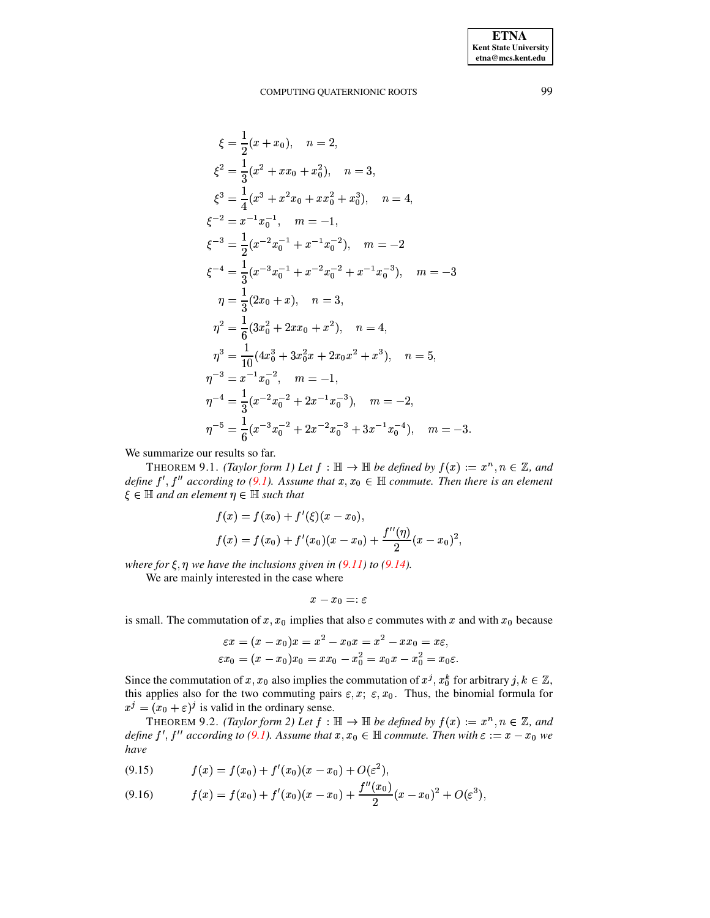$$
\begin{aligned}
\xi &= \frac{1}{2}(x + x_0), \quad n = 2,\\
\xi^2 &= \frac{1}{3}(x^2 + x x_0 + x_0^2), \quad n = 3,\\
\xi^3 &= \frac{1}{4}(x^3 + x^2 x_0 + x x_0^2 + x_0^3), \quad n = 4,\\
\xi^{-2} &= x^{-1} x_0^{-1}, \quad m = -1,\\
\xi^{-3} &= \frac{1}{2}(x^{-2} x_0^{-1} + x^{-1} x_0^{-2}), \quad m = -2\\
\xi^{-4} &= \frac{1}{3}(x^{-3} x_0^{-1} + x^{-2} x_0^{-2} + x^{-1} x_0^{-3}), \quad m = -3\\
\eta &= \frac{1}{3}(2x_0 + x), \quad n = 3,\\
\eta^2 &= \frac{1}{6}(3x_0^2 + 2x x_0 + x^2), \quad n = 4,\\
\eta^3 &= \frac{1}{10}(4x_0^3 + 3x_0^2 x + 2x_0 x^2 + x^3), \quad n = 5,\\
\eta^{-3} &= x^{-1} x_0^{-2}, \quad m = -1,\\
\eta^{-4} &= \frac{1}{3}(x^{-2} x_0^{-2} + 2x^{-1} x_0^{-3}), \quad m = -2,\\
\eta^{-5} &= \frac{1}{6}(x^{-3} x_0^{-2} + 2x^{-2} x_0^{-3} + 3x^{-1} x_0^{-4}), \quad m = -3.
\end{aligned}
$$

We summarize our results so far.

THEOREM 9.1. *(Taylor form 1) Let $f : \mathbb{H} \to \mathbb{H}$ be defined by $f(x) := x^n, n \in \mathbb{Z}$, and define $f', f''$ according to (9.1). Assume that $x, x_0 \in \mathbb{H}$ commute. Then there is an element $\xi \in \mathbb{H}$ and an element $\eta \in \mathbb{H}$ such that*

$$
\begin{aligned}
f(x) &= f(x_0) + f'(\xi)(x - x_0),\\
f(x) &= f(x_0) + f'(x_0)(x - x_0) + \frac{f''(\eta)}{2}(x - x_0)^2,
\end{aligned}
$$

*where for $\xi, \eta$ we have the inclusions given in (9.11) to (9.14).*

We are mainly interested in the case where

$$
x - x_0 =: \varepsilon
$$

is small. The commutation of $x, x_0$ implies that also $\varepsilon$ commutes with $x$ and with $x_0$ because

$$
\begin{aligned}
\varepsilon x &= (x - x_0)x = x^2 - x_0 x = x^2 - x x_0 = x\varepsilon,\\
\varepsilon x_0 &= (x - x_0)x_0 = x x_0 - x_0^2 = x_0 x - x_0^2 = x_0 \varepsilon.
\end{aligned}
$$

Since the commutation of $x, x_0$ also implies the commutation of $x^j, x_0^k$ for arbitrary $j, k \in \mathbb{Z}$, this applies also for the two commuting pairs $\varepsilon, x;\ \varepsilon, x_0$. Thus, the binomial formula for $x^j = (x_0 + \varepsilon)^j$ is valid in the ordinary sense.

THEOREM 9.2. *(Taylor form 2) Let $f : \mathbb{H} \to \mathbb{H}$ be defined by $f(x) := x^n, n \in \mathbb{Z}$, and define $f', f''$ according to (9.1). Assume that $x, x_0 \in \mathbb{H}$ commute. Then with $\varepsilon := x - x_0$ we have*

$$
f(x) = f(x_0) + f'(x_0)(x - x_0) + O(\varepsilon^2), \tag{9.15}
$$

$$
f(x) = f(x_0) + f'(x_0)(x - x_0) + \frac{f''(x_0)}{2}(x - x_0)^2 + O(\varepsilon^3), \tag{9.16}
$$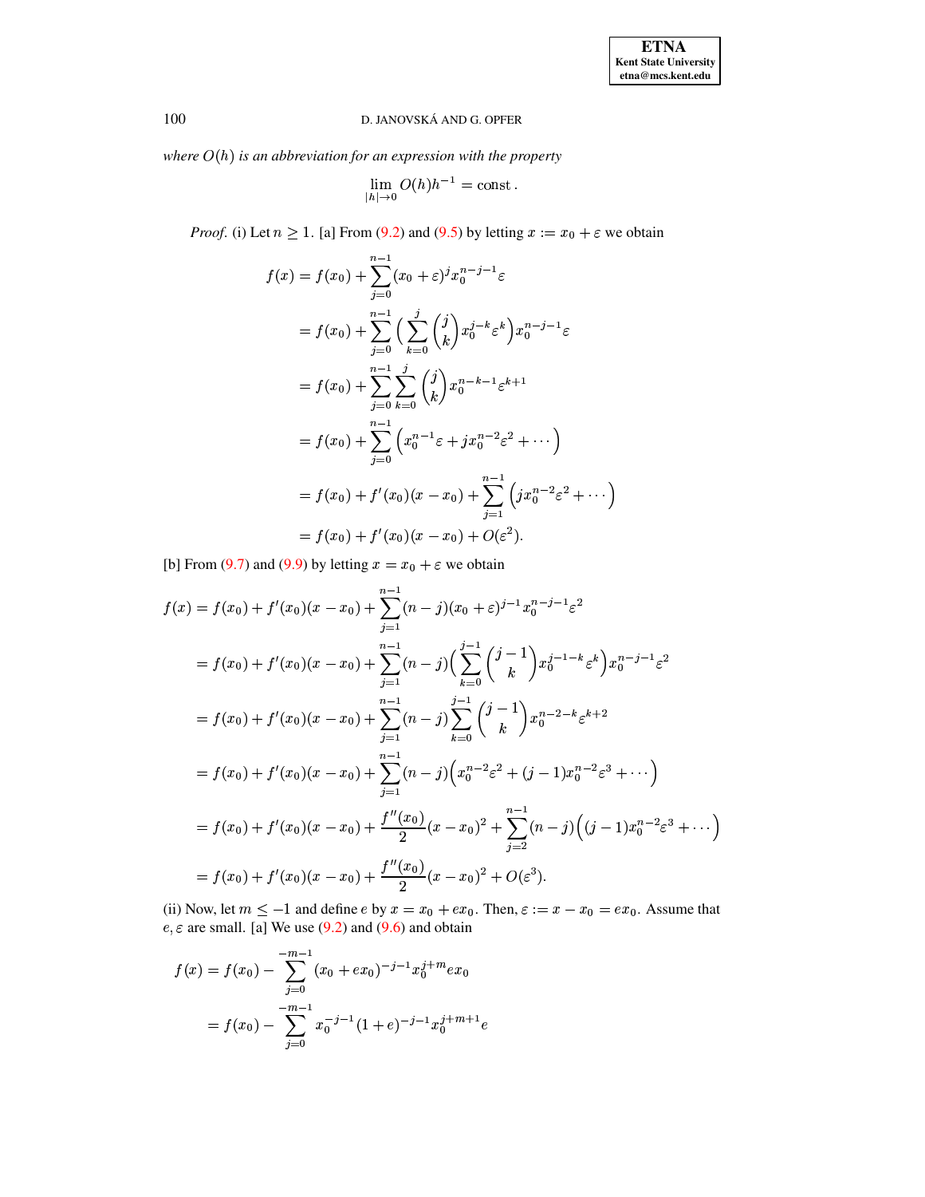*where $O(h)$ is an abbreviation for an expression with the property*

$$\lim_{|h|\to 0} O(h)h^{-1} = \text{const}\,.$$

*Proof.* (i) Let $n \geq 1$. [a] From (9.2) and (9.5) by letting $x := x_0 + \varepsilon$ we obtain

$$\begin{aligned}
f(x) &= f(x_0) + \sum_{j=0}^{n-1} (x_0+\varepsilon)^j x_0^{n-j-1}\varepsilon \\
&= f(x_0) + \sum_{j=0}^{n-1} \Big( \sum_{k=0}^{j} \binom{j}{k} x_0^{j-k}\varepsilon^k \Big) x_0^{n-j-1}\varepsilon \\
&= f(x_0) + \sum_{j=0}^{n-1} \sum_{k=0}^{j} \binom{j}{k} x_0^{n-k-1}\varepsilon^{k+1} \\
&= f(x_0) + \sum_{j=0}^{n-1} \Big( x_0^{n-1}\varepsilon + j x_0^{n-2}\varepsilon^2 + \cdots \Big) \\
&= f(x_0) + f'(x_0)(x-x_0) + \sum_{j=1}^{n-1} \Big( j x_0^{n-2}\varepsilon^2 + \cdots \Big) \\
&= f(x_0) + f'(x_0)(x-x_0) + O(\varepsilon^2).
\end{aligned}$$

[b] From (9.7) and (9.9) by letting $x = x_0 + \varepsilon$ we obtain

$$\begin{aligned}
f(x) &= f(x_0) + f'(x_0)(x-x_0) + \sum_{j=1}^{n-1} (n-j)(x_0+\varepsilon)^{j-1} x_0^{n-j-1}\varepsilon^2 \\
&= f(x_0) + f'(x_0)(x-x_0) + \sum_{j=1}^{n-1} (n-j)\Big( \sum_{k=0}^{j-1} \binom{j-1}{k} x_0^{j-1-k}\varepsilon^k \Big) x_0^{n-j-1}\varepsilon^2 \\
&= f(x_0) + f'(x_0)(x-x_0) + \sum_{j=1}^{n-1} (n-j) \sum_{k=0}^{j-1} \binom{j-1}{k} x_0^{n-2-k}\varepsilon^{k+2} \\
&= f(x_0) + f'(x_0)(x-x_0) + \sum_{j=1}^{n-1} (n-j)\Big( x_0^{n-2}\varepsilon^2 + (j-1)x_0^{n-2}\varepsilon^3 + \cdots \Big) \\
&= f(x_0) + f'(x_0)(x-x_0) + \frac{f''(x_0)}{2}(x-x_0)^2 + \sum_{j=2}^{n-1} (n-j)\Big( (j-1)x_0^{n-2}\varepsilon^3 + \cdots \Big) \\
&= f(x_0) + f'(x_0)(x-x_0) + \frac{f''(x_0)}{2}(x-x_0)^2 + O(\varepsilon^3).
\end{aligned}$$

(ii) Now, let $m \leq -1$ and define $e$ by $x = x_0 + e x_0$. Then, $\varepsilon := x - x_0 = e x_0$. Assume that $e, \varepsilon$ are small. [a] We use (9.2) and (9.6) and obtain

$$\begin{aligned}
f(x) &= f(x_0) - \sum_{j=0}^{-m-1} (x_0 + e x_0)^{-j-1} x_0^{j+m} e x_0 \\
&= f(x_0) - \sum_{j=0}^{-m-1} x_0^{-j-1}(1+e)^{-j-1} x_0^{j+m+1} e
\end{aligned}$$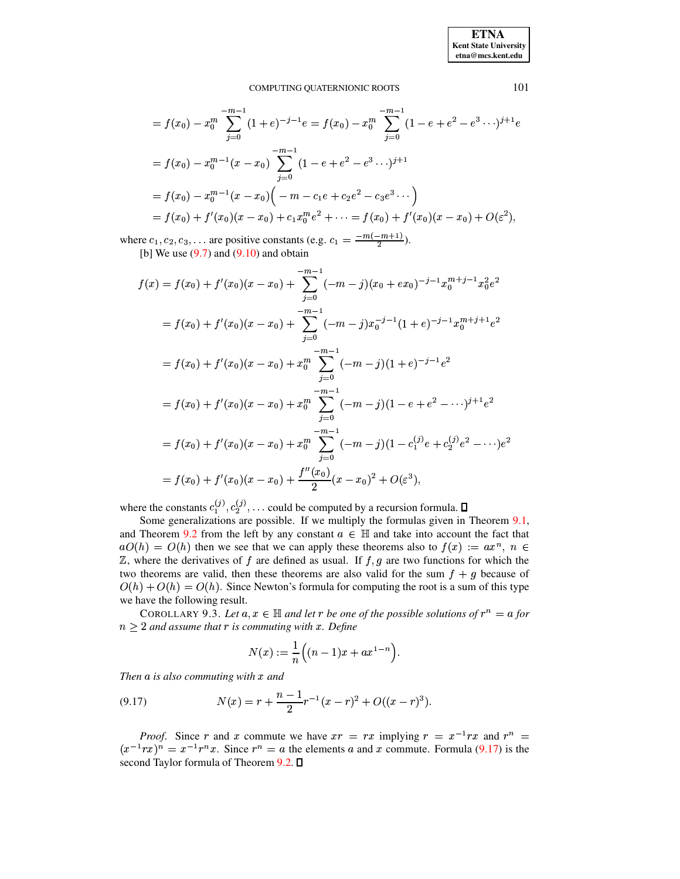$$
\begin{aligned}
&= f(x_0) - x_0^m \sum_{j=0}^{-m-1} (1+e)^{-j-1} e = f(x_0) - x_0^m \sum_{j=0}^{-m-1} (1 - e + e^2 - e^3 \cdots)^{j+1} e \\
&= f(x_0) - x_0^{m-1}(x - x_0) \sum_{j=0}^{-m-1} (1 - e + e^2 - e^3 \cdots)^{j+1} \\
&= f(x_0) - x_0^{m-1}(x - x_0)\Big( - m - c_1 e + c_2 e^2 - c_3 e^3 \cdots \Big) \\
&= f(x_0) + f'(x_0)(x - x_0) + c_1 x_0^m e^2 + \cdots = f(x_0) + f'(x_0)(x - x_0) + O(\varepsilon^2),
\end{aligned}
$$

where $c_1, c_2, c_3, \ldots$ are positive constants (e.g. $c_1 = \frac{-m(-m+1)}{2}$).

[b] We use (9.7) and (9.10) and obtain

$$
\begin{aligned}
f(x) &= f(x_0) + f'(x_0)(x - x_0) + \sum_{j=0}^{-m-1} (-m - j)(x_0 + e x_0)^{-j-1} x_0^{m+j-1} x_0^2 e^2 \\
&= f(x_0) + f'(x_0)(x - x_0) + \sum_{j=0}^{-m-1} (-m - j) x_0^{-j-1} (1+e)^{-j-1} x_0^{m+j+1} e^2 \\
&= f(x_0) + f'(x_0)(x - x_0) + x_0^m \sum_{j=0}^{-m-1} (-m - j)(1+e)^{-j-1} e^2 \\
&= f(x_0) + f'(x_0)(x - x_0) + x_0^m \sum_{j=0}^{-m-1} (-m - j)(1 - e + e^2 - \cdots)^{j+1} e^2 \\
&= f(x_0) + f'(x_0)(x - x_0) + x_0^m \sum_{j=0}^{-m-1} (-m - j)(1 - c_1^{(j)} e + c_2^{(j)} e^2 - \cdots) e^2 \\
&= f(x_0) + f'(x_0)(x - x_0) + \frac{f''(x_0)}{2}(x - x_0)^2 + O(\varepsilon^3),
\end{aligned}
$$

where the constants $c_1^{(j)}, c_2^{(j)}, \ldots$ could be computed by a recursion formula. ☐

Some generalizations are possible. If we multiply the formulas given in Theorem 9.1, and Theorem 9.2 from the left by any constant $a \in \mathbb{H}$ and take into account the fact that $aO(h) = O(h)$ then we see that we can apply these theorems also to $f(x) := ax^n$, $n \in \mathbb{Z}$, where the derivatives of $f$ are defined as usual. If $f, g$ are two functions for which the two theorems are valid, then these theorems are also valid for the sum $f + g$ because of $O(h) + O(h) = O(h)$. Since Newton's formula for computing the root is a sum of this type we have the following result.

COROLLARY 9.3. *Let $a, x \in \mathbb{H}$ and let $r$ be one of the possible solutions of $r^n = a$ for $n \geq 2$ and assume that $r$ is commuting with $x$. Define*

$$
N(x) := \frac{1}{n}\Big((n-1)x + a x^{1-n}\Big).
$$

*Then $a$ is also commuting with $x$ and*

$$
N(x) = r + \frac{n-1}{2} r^{-1}(x - r)^2 + O((x - r)^3). \tag{9.17}
$$

*Proof.* Since $r$ and $x$ commute we have $xr = rx$ implying $r = x^{-1} r x$ and $r^n = (x^{-1} r x)^n = x^{-1} r^n x$. Since $r^n = a$ the elements $a$ and $x$ commute. Formula (9.17) is the second Taylor formula of Theorem 9.2. ☐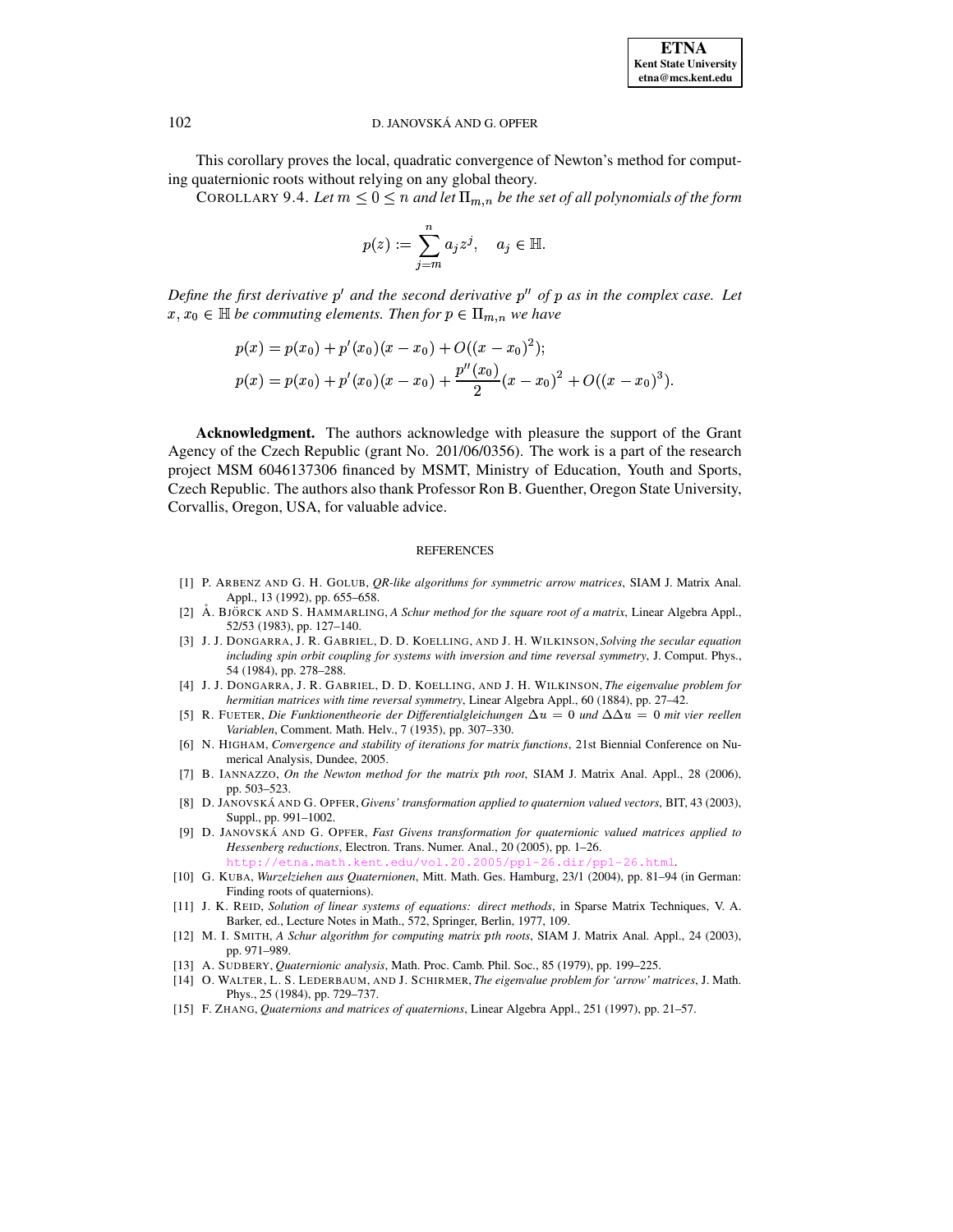This corollary proves the local, quadratic convergence of Newton's method for computing quaternionic roots without relying on any global theory.

COROLLARY 9.4. *Let $m \leq 0 \leq n$ and let $\Pi_{m,n}$ be the set of all polynomials of the form*

$$p(z) := \sum_{j=m}^{n} a_j z^j, \quad a_j \in \mathbb{H}.$$

*Define the first derivative $p'$ and the second derivative $p''$ of $p$ as in the complex case. Let $x, x_0 \in \mathbb{H}$ be commuting elements. Then for $p \in \Pi_{m,n}$ we have*

$$p(x) = p(x_0) + p'(x_0)(x - x_0) + O((x - x_0)^2);$$

$$p(x) = p(x_0) + p'(x_0)(x - x_0) + \frac{p''(x_0)}{2}(x - x_0)^2 + O((x - x_0)^3).$$

**Acknowledgment.** The authors acknowledge with pleasure the support of the Grant Agency of the Czech Republic (grant No. 201/06/0356). The work is a part of the research project MSM 6046137306 financed by MSMT, Ministry of Education, Youth and Sports, Czech Republic. The authors also thank Professor Ron B. Guenther, Oregon State University, Corvallis, Oregon, USA, for valuable advice.

## REFERENCES

[1] P. ARBENZ AND G. H. GOLUB, *QR-like algorithms for symmetric arrow matrices*, SIAM J. Matrix Anal. Appl., 13 (1992), pp. 655–658.

[2] Å. BJÖRCK AND S. HAMMARLING, *A Schur method for the square root of a matrix*, Linear Algebra Appl., 52/53 (1983), pp. 127–140.

[3] J. J. DONGARRA, J. R. GABRIEL, D. D. KOELLING, AND J. H. WILKINSON, *Solving the secular equation including spin orbit coupling for systems with inversion and time reversal symmetry*, J. Comput. Phys., 54 (1984), pp. 278–288.

[4] J. J. DONGARRA, J. R. GABRIEL, D. D. KOELLING, AND J. H. WILKINSON, *The eigenvalue problem for hermitian matrices with time reversal symmetry*, Linear Algebra Appl., 60 (1884), pp. 27–42.

[5] R. FUETER, *Die Funktionentheorie der Differentialgleichungen $\Delta u = 0$ und $\Delta\Delta u = 0$ mit vier reellen Variablen*, Comment. Math. Helv., 7 (1935), pp. 307–330.

[6] N. HIGHAM, *Convergence and stability of iterations for matrix functions*, 21st Biennial Conference on Numerical Analysis, Dundee, 2005.

[7] B. IANNAZZO, *On the Newton method for the matrix $p$th root*, SIAM J. Matrix Anal. Appl., 28 (2006), pp. 503–523.

[8] D. JANOVSKÁ AND G. OPFER, *Givens' transformation applied to quaternion valued vectors*, BIT, 43 (2003), Suppl., pp. 991–1002.

[9] D. JANOVSKÁ AND G. OPFER, *Fast Givens transformation for quaternionic valued matrices applied to Hessenberg reductions*, Electron. Trans. Numer. Anal., 20 (2005), pp. 1–26. http://etna.math.kent.edu/vol.20.2005/pp1-26.dir/pp1-26.html.

[10] G. KUBA, *Wurzelziehen aus Quaternionen*, Mitt. Math. Ges. Hamburg, 23/1 (2004), pp. 81–94 (in German: Finding roots of quaternions).

[11] J. K. REID, *Solution of linear systems of equations: direct methods*, in Sparse Matrix Techniques, V. A. Barker, ed., Lecture Notes in Math., 572, Springer, Berlin, 1977, 109.

[12] M. I. SMITH, *A Schur algorithm for computing matrix $p$th roots*, SIAM J. Matrix Anal. Appl., 24 (2003), pp. 971–989.

[13] A. SUDBERY, *Quaternionic analysis*, Math. Proc. Camb. Phil. Soc., 85 (1979), pp. 199–225.

[14] O. WALTER, L. S. LEDERBAUM, AND J. SCHIRMER, *The eigenvalue problem for 'arrow' matrices*, J. Math. Phys., 25 (1984), pp. 729–737.

[15] F. ZHANG, *Quaternions and matrices of quaternions*, Linear Algebra Appl., 251 (1997), pp. 21–57.